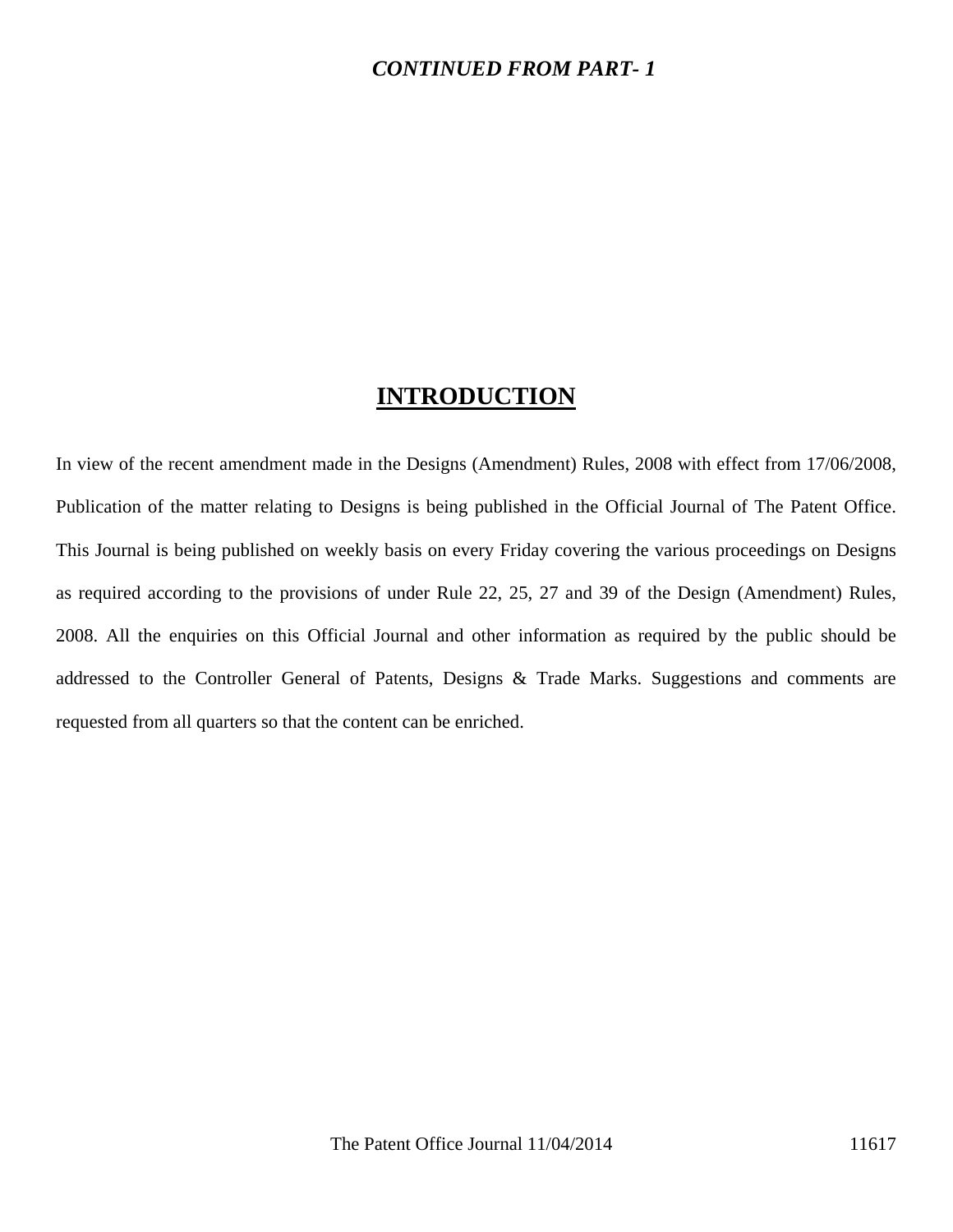***CONTINUED FROM PART- 1***

# INTRODUCTION

In view of the recent amendment made in the Designs (Amendment) Rules, 2008 with effect from 17/06/2008, Publication of the matter relating to Designs is being published in the Official Journal of The Patent Office. This Journal is being published on weekly basis on every Friday covering the various proceedings on Designs as required according to the provisions of under Rule 22, 25, 27 and 39 of the Design (Amendment) Rules, 2008. All the enquiries on this Official Journal and other information as required by the public should be addressed to the Controller General of Patents, Designs & Trade Marks. Suggestions and comments are requested from all quarters so that the content can be enriched.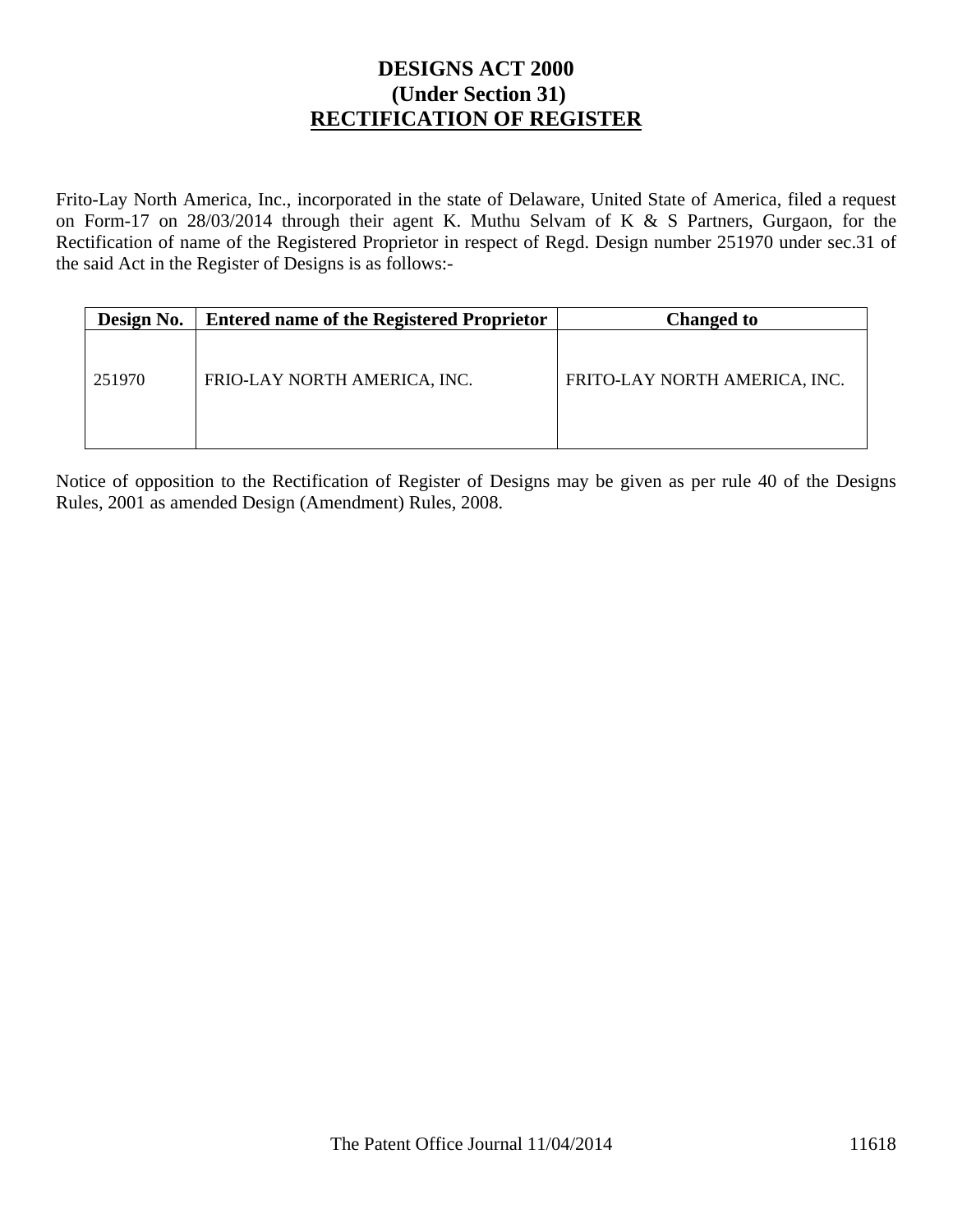# DESIGNS ACT 2000
## (Under Section 31)
## <u>RECTIFICATION OF REGISTER</u>

Frito-Lay North America, Inc., incorporated in the state of Delaware, United State of America, filed a request on Form-17 on 28/03/2014 through their agent K. Muthu Selvam of K & S Partners, Gurgaon, for the Rectification of name of the Registered Proprietor in respect of Regd. Design number 251970 under sec.31 of the said Act in the Register of Designs is as follows:-

| Design No. | Entered name of the Registered Proprietor | Changed to |
|---|---|---|
| 251970 | FRIO-LAY NORTH AMERICA, INC. | FRITO-LAY NORTH AMERICA, INC. |

Notice of opposition to the Rectification of Register of Designs may be given as per rule 40 of the Designs Rules, 2001 as amended Design (Amendment) Rules, 2008.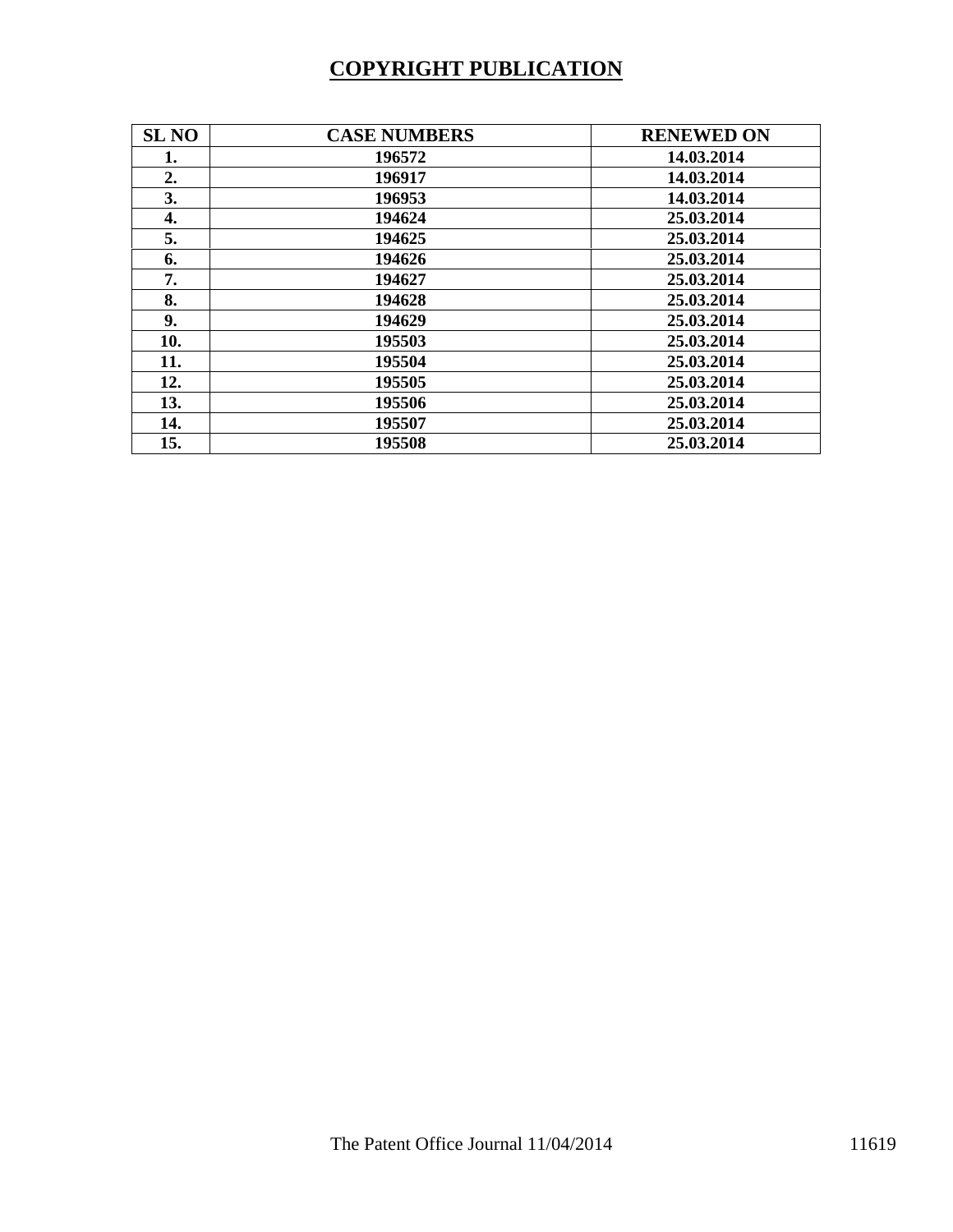# COPYRIGHT PUBLICATION

| SL NO | CASE NUMBERS | RENEWED ON |
|---|---|---|
| 1. | 196572 | 14.03.2014 |
| 2. | 196917 | 14.03.2014 |
| 3. | 196953 | 14.03.2014 |
| 4. | 194624 | 25.03.2014 |
| 5. | 194625 | 25.03.2014 |
| 6. | 194626 | 25.03.2014 |
| 7. | 194627 | 25.03.2014 |
| 8. | 194628 | 25.03.2014 |
| 9. | 194629 | 25.03.2014 |
| 10. | 195503 | 25.03.2014 |
| 11. | 195504 | 25.03.2014 |
| 12. | 195505 | 25.03.2014 |
| 13. | 195506 | 25.03.2014 |
| 14. | 195507 | 25.03.2014 |
| 15. | 195508 | 25.03.2014 |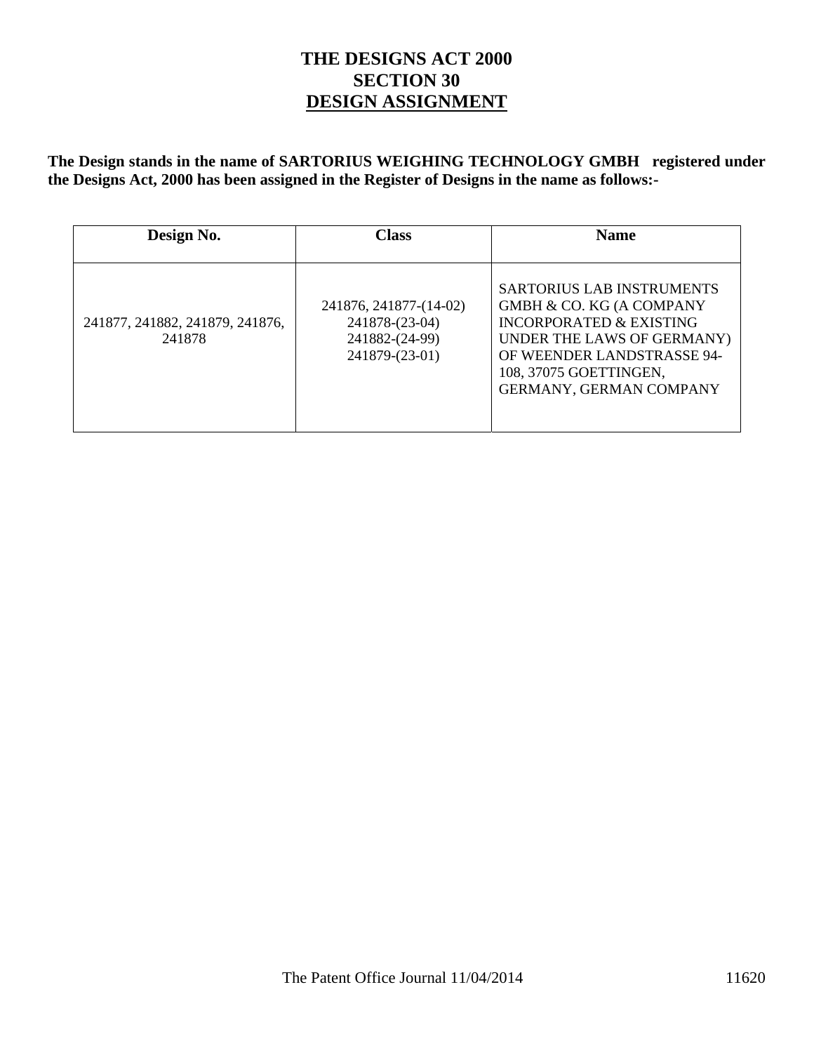# THE DESIGNS ACT 2000
## SECTION 30
## DESIGN ASSIGNMENT

**The Design stands in the name of SARTORIUS WEIGHING TECHNOLOGY GMBH registered under the Designs Act, 2000 has been assigned in the Register of Designs in the name as follows:-**

| Design No. | Class | Name |
|---|---|---|
| 241877, 241882, 241879, 241876, 241878 | 241876, 241877-(14-02)<br>241878-(23-04)<br>241882-(24-99)<br>241879-(23-01) | SARTORIUS LAB INSTRUMENTS GMBH & CO. KG (A COMPANY INCORPORATED & EXISTING UNDER THE LAWS OF GERMANY) OF WEENDER LANDSTRASSE 94-108, 37075 GOETTINGEN, GERMANY, GERMAN COMPANY |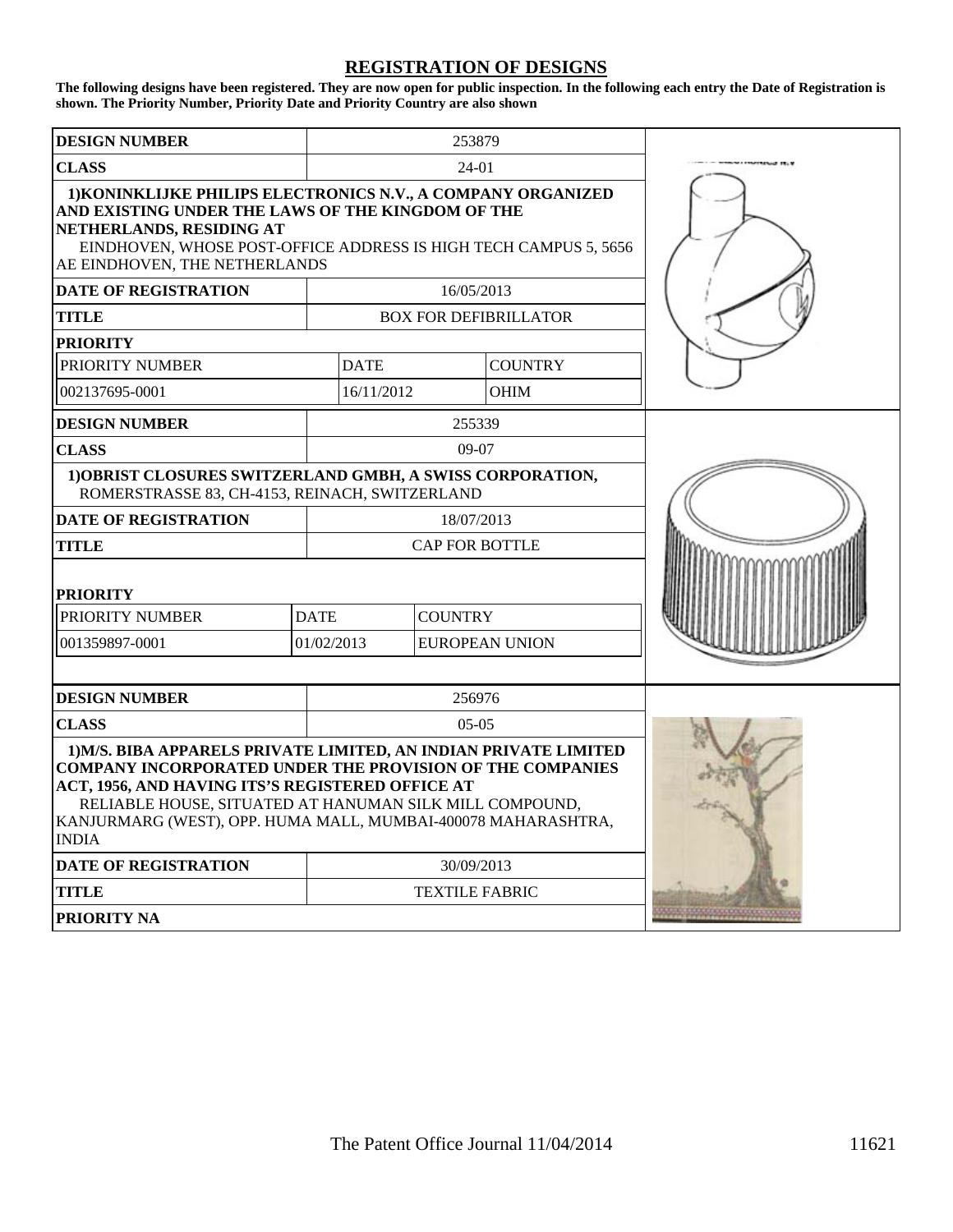# REGISTRATION OF DESIGNS

**The following designs have been registered. They are now open for public inspection. In the following each entry the Date of Registration is shown. The Priority Number, Priority Date and Priority Country are also shown**

| **DESIGN NUMBER** | 253879 | |
|---|---|---|
| **CLASS** | 24-01 | |
| **1)KONINKLIJKE PHILIPS ELECTRONICS N.V., A COMPANY ORGANIZED AND EXISTING UNDER THE LAWS OF THE KINGDOM OF THE NETHERLANDS, RESIDING AT** EINDHOVEN, WHOSE POST-OFFICE ADDRESS IS HIGH TECH CAMPUS 5, 5656 AE EINDHOVEN, THE NETHERLANDS | | |
| **DATE OF REGISTRATION** | 16/05/2013 | |
| **TITLE** | BOX FOR DEFIBRILLATOR | |

**PRIORITY**

| PRIORITY NUMBER | DATE | COUNTRY |
|---|---|---|
| 002137695-0001 | 16/11/2012 | OHIM |

| **DESIGN NUMBER** | 255339 |
|---|---|
| **CLASS** | 09-07 |
| **1)OBRIST CLOSURES SWITZERLAND GMBH, A SWISS CORPORATION,** ROMERSTRASSE 83, CH-4153, REINACH, SWITZERLAND | |
| **DATE OF REGISTRATION** | 18/07/2013 |
| **TITLE** | CAP FOR BOTTLE |

**PRIORITY**

| PRIORITY NUMBER | DATE | COUNTRY |
|---|---|---|
| 001359897-0001 | 01/02/2013 | EUROPEAN UNION |

| **DESIGN NUMBER** | 256976 |
|---|---|
| **CLASS** | 05-05 |
| **1)M/S. BIBA APPARELS PRIVATE LIMITED, AN INDIAN PRIVATE LIMITED COMPANY INCORPORATED UNDER THE PROVISION OF THE COMPANIES ACT, 1956, AND HAVING ITS'S REGISTERED OFFICE AT** RELIABLE HOUSE, SITUATED AT HANUMAN SILK MILL COMPOUND, KANJURMARG (WEST), OPP. HUMA MALL, MUMBAI-400078 MAHARASHTRA, INDIA | |
| **DATE OF REGISTRATION** | 30/09/2013 |
| **TITLE** | TEXTILE FABRIC |
| **PRIORITY NA** | |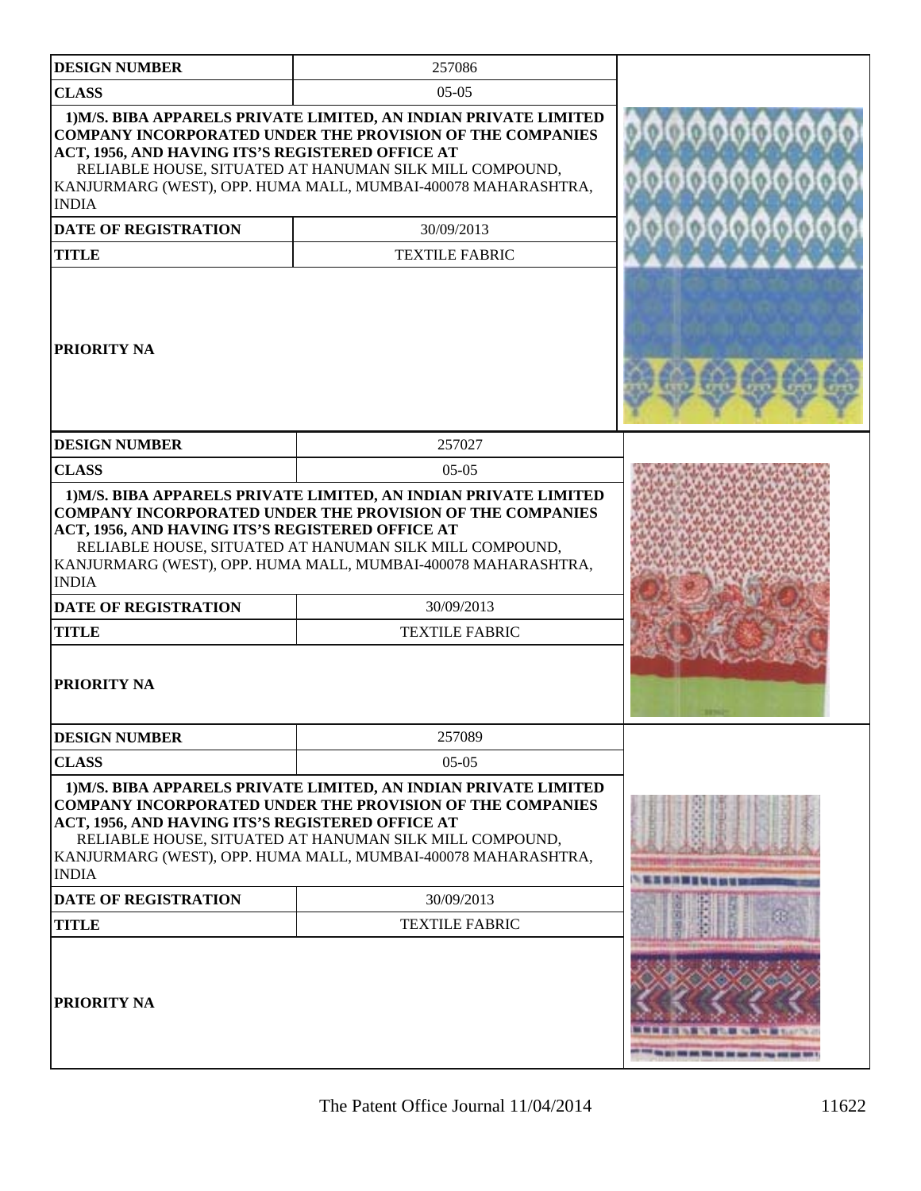| DESIGN NUMBER | 257086 |
|---|---|
| CLASS | 05-05 |
| 1)M/S. BIBA APPARELS PRIVATE LIMITED, AN INDIAN PRIVATE LIMITED COMPANY INCORPORATED UNDER THE PROVISION OF THE COMPANIES ACT, 1956, AND HAVING ITS'S REGISTERED OFFICE AT RELIABLE HOUSE, SITUATED AT HANUMAN SILK MILL COMPOUND, KANJURMARG (WEST), OPP. HUMA MALL, MUMBAI-400078 MAHARASHTRA, INDIA | |
| DATE OF REGISTRATION | 30/09/2013 |
| TITLE | TEXTILE FABRIC |
| PRIORITY NA | |

| DESIGN NUMBER | 257027 |
|---|---|
| CLASS | 05-05 |
| 1)M/S. BIBA APPARELS PRIVATE LIMITED, AN INDIAN PRIVATE LIMITED COMPANY INCORPORATED UNDER THE PROVISION OF THE COMPANIES ACT, 1956, AND HAVING ITS'S REGISTERED OFFICE AT RELIABLE HOUSE, SITUATED AT HANUMAN SILK MILL COMPOUND, KANJURMARG (WEST), OPP. HUMA MALL, MUMBAI-400078 MAHARASHTRA, INDIA | |
| DATE OF REGISTRATION | 30/09/2013 |
| TITLE | TEXTILE FABRIC |
| PRIORITY NA | |

| DESIGN NUMBER | 257089 |
|---|---|
| CLASS | 05-05 |
| 1)M/S. BIBA APPARELS PRIVATE LIMITED, AN INDIAN PRIVATE LIMITED COMPANY INCORPORATED UNDER THE PROVISION OF THE COMPANIES ACT, 1956, AND HAVING ITS'S REGISTERED OFFICE AT RELIABLE HOUSE, SITUATED AT HANUMAN SILK MILL COMPOUND, KANJURMARG (WEST), OPP. HUMA MALL, MUMBAI-400078 MAHARASHTRA, INDIA | |
| DATE OF REGISTRATION | 30/09/2013 |
| TITLE | TEXTILE FABRIC |
| PRIORITY NA | |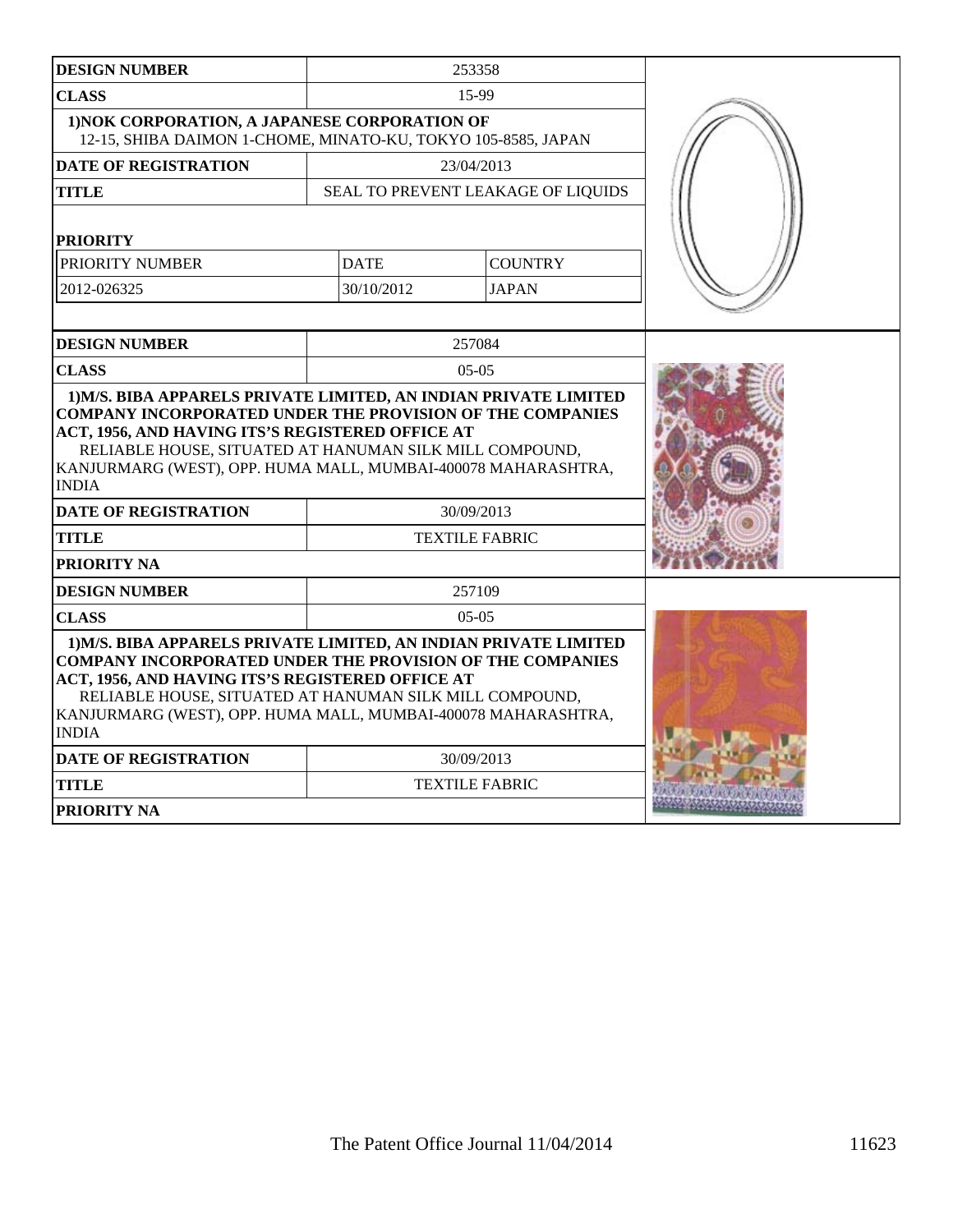| DESIGN NUMBER | 253358 | |
|---|---|---|
| CLASS | 15-99 | |
| 1)NOK CORPORATION, A JAPANESE CORPORATION OF 12-15, SHIBA DAIMON 1-CHOME, MINATO-KU, TOKYO 105-8585, JAPAN | | |
| DATE OF REGISTRATION | 23/04/2013 | |
| TITLE | SEAL TO PREVENT LEAKAGE OF LIQUIDS | |
| PRIORITY | | |
| PRIORITY NUMBER | DATE | COUNTRY |
| 2012-026325 | 30/10/2012 | JAPAN |

| DESIGN NUMBER | 257084 |
|---|---|
| CLASS | 05-05 |
| 1)M/S. BIBA APPARELS PRIVATE LIMITED, AN INDIAN PRIVATE LIMITED COMPANY INCORPORATED UNDER THE PROVISION OF THE COMPANIES ACT, 1956, AND HAVING ITS'S REGISTERED OFFICE AT RELIABLE HOUSE, SITUATED AT HANUMAN SILK MILL COMPOUND, KANJURMARG (WEST), OPP. HUMA MALL, MUMBAI-400078 MAHARASHTRA, INDIA | |
| DATE OF REGISTRATION | 30/09/2013 |
| TITLE | TEXTILE FABRIC |
| PRIORITY NA | |

| DESIGN NUMBER | 257109 |
|---|---|
| CLASS | 05-05 |
| 1)M/S. BIBA APPARELS PRIVATE LIMITED, AN INDIAN PRIVATE LIMITED COMPANY INCORPORATED UNDER THE PROVISION OF THE COMPANIES ACT, 1956, AND HAVING ITS'S REGISTERED OFFICE AT RELIABLE HOUSE, SITUATED AT HANUMAN SILK MILL COMPOUND, KANJURMARG (WEST), OPP. HUMA MALL, MUMBAI-400078 MAHARASHTRA, INDIA | |
| DATE OF REGISTRATION | 30/09/2013 |
| TITLE | TEXTILE FABRIC |
| PRIORITY NA | |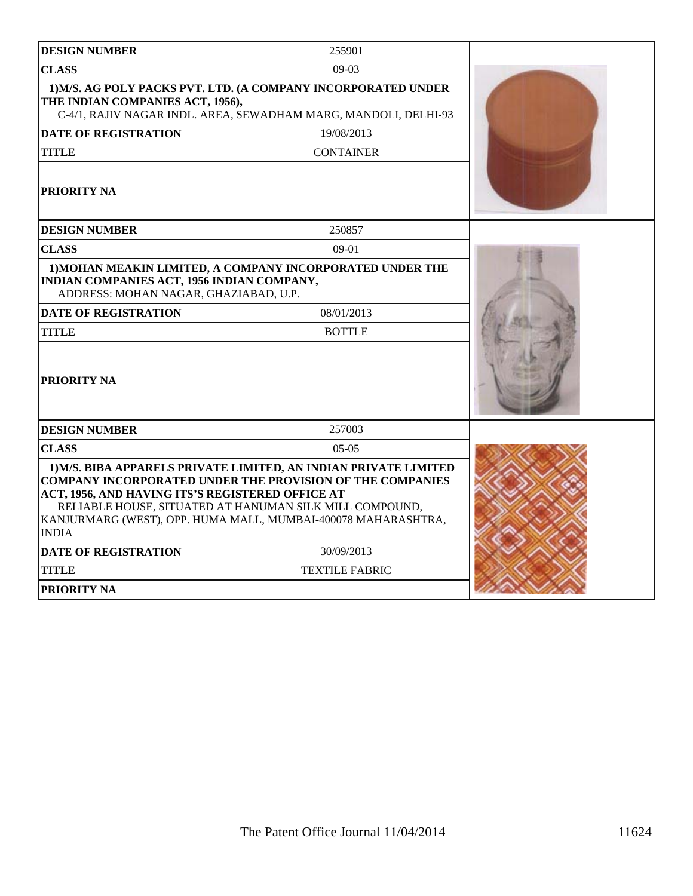| DESIGN NUMBER | 255901 |
| --- | --- |
| CLASS | 09-03 |
| 1)M/S. AG POLY PACKS PVT. LTD. (A COMPANY INCORPORATED UNDER THE INDIAN COMPANIES ACT, 1956), C-4/1, RAJIV NAGAR INDL. AREA, SEWADHAM MARG, MANDOLI, DELHI-93 | |
| DATE OF REGISTRATION | 19/08/2013 |
| TITLE | CONTAINER |
| PRIORITY NA | |

| DESIGN NUMBER | 250857 |
| --- | --- |
| CLASS | 09-01 |
| 1)MOHAN MEAKIN LIMITED, A COMPANY INCORPORATED UNDER THE INDIAN COMPANIES ACT, 1956 INDIAN COMPANY, ADDRESS: MOHAN NAGAR, GHAZIABAD, U.P. | |
| DATE OF REGISTRATION | 08/01/2013 |
| TITLE | BOTTLE |
| PRIORITY NA | |

| DESIGN NUMBER | 257003 |
| --- | --- |
| CLASS | 05-05 |
| 1)M/S. BIBA APPARELS PRIVATE LIMITED, AN INDIAN PRIVATE LIMITED COMPANY INCORPORATED UNDER THE PROVISION OF THE COMPANIES ACT, 1956, AND HAVING ITS'S REGISTERED OFFICE AT RELIABLE HOUSE, SITUATED AT HANUMAN SILK MILL COMPOUND, KANJURMARG (WEST), OPP. HUMA MALL, MUMBAI-400078 MAHARASHTRA, INDIA | |
| DATE OF REGISTRATION | 30/09/2013 |
| TITLE | TEXTILE FABRIC |
| PRIORITY NA | |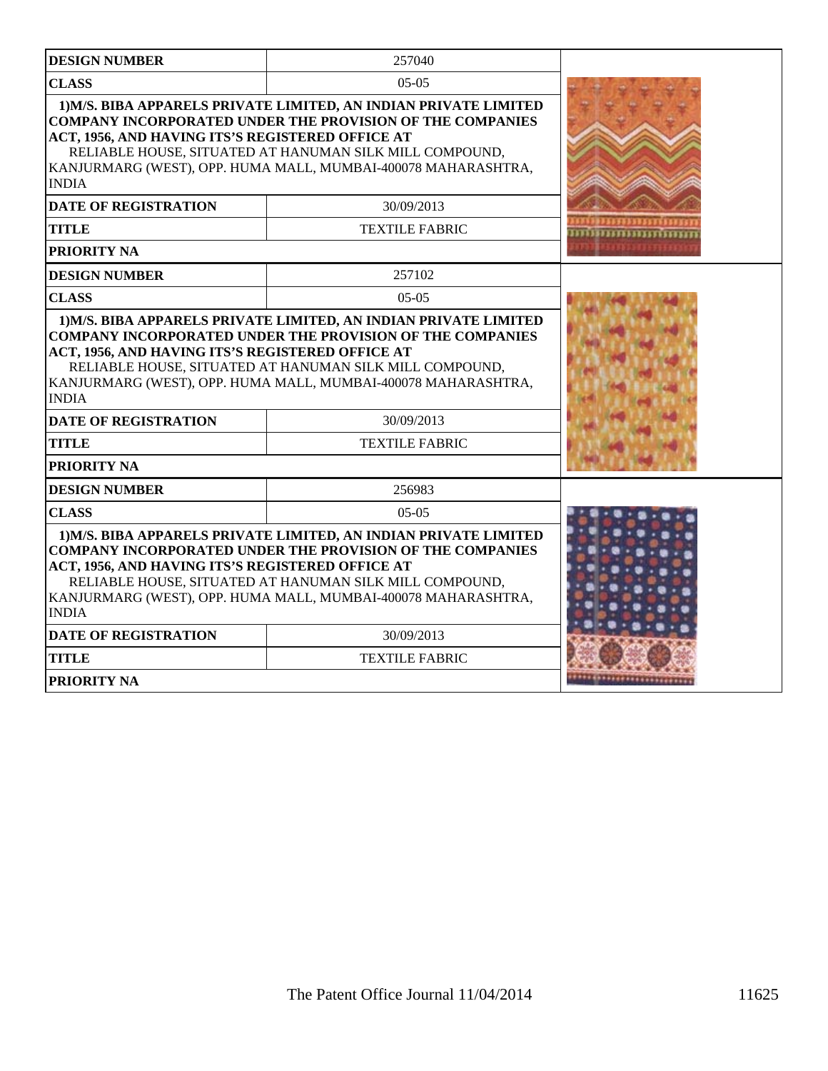| DESIGN NUMBER | 257040 |
|---|---|
| CLASS | 05-05 |
| **1)M/S. BIBA APPARELS PRIVATE LIMITED, AN INDIAN PRIVATE LIMITED COMPANY INCORPORATED UNDER THE PROVISION OF THE COMPANIES ACT, 1956, AND HAVING ITS'S REGISTERED OFFICE AT** RELIABLE HOUSE, SITUATED AT HANUMAN SILK MILL COMPOUND, KANJURMARG (WEST), OPP. HUMA MALL, MUMBAI-400078 MAHARASHTRA, INDIA | |
| DATE OF REGISTRATION | 30/09/2013 |
| TITLE | TEXTILE FABRIC |
| PRIORITY NA | |

| DESIGN NUMBER | 257102 |
|---|---|
| CLASS | 05-05 |
| **1)M/S. BIBA APPARELS PRIVATE LIMITED, AN INDIAN PRIVATE LIMITED COMPANY INCORPORATED UNDER THE PROVISION OF THE COMPANIES ACT, 1956, AND HAVING ITS'S REGISTERED OFFICE AT** RELIABLE HOUSE, SITUATED AT HANUMAN SILK MILL COMPOUND, KANJURMARG (WEST), OPP. HUMA MALL, MUMBAI-400078 MAHARASHTRA, INDIA | |
| DATE OF REGISTRATION | 30/09/2013 |
| TITLE | TEXTILE FABRIC |
| PRIORITY NA | |

| DESIGN NUMBER | 256983 |
|---|---|
| CLASS | 05-05 |
| **1)M/S. BIBA APPARELS PRIVATE LIMITED, AN INDIAN PRIVATE LIMITED COMPANY INCORPORATED UNDER THE PROVISION OF THE COMPANIES ACT, 1956, AND HAVING ITS'S REGISTERED OFFICE AT** RELIABLE HOUSE, SITUATED AT HANUMAN SILK MILL COMPOUND, KANJURMARG (WEST), OPP. HUMA MALL, MUMBAI-400078 MAHARASHTRA, INDIA | |
| DATE OF REGISTRATION | 30/09/2013 |
| TITLE | TEXTILE FABRIC |
| PRIORITY NA | |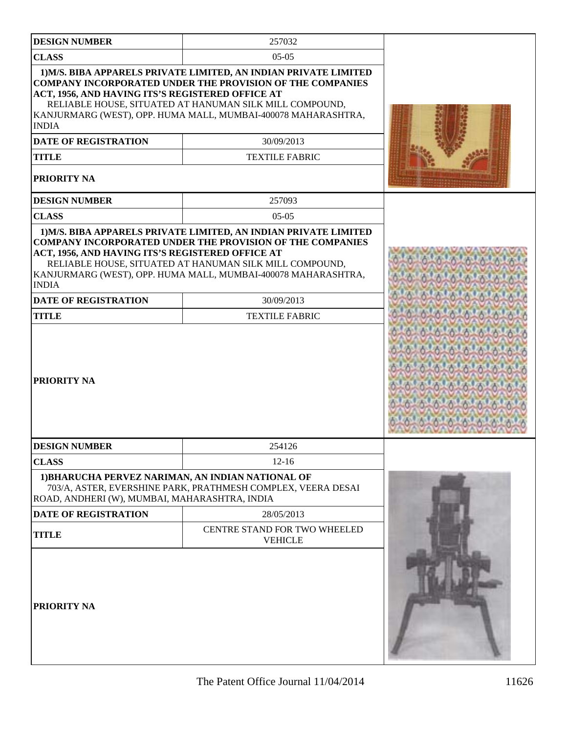| DESIGN NUMBER | 257032 |
| --- | --- |
| CLASS | 05-05 |
| 1)M/S. BIBA APPARELS PRIVATE LIMITED, AN INDIAN PRIVATE LIMITED COMPANY INCORPORATED UNDER THE PROVISION OF THE COMPANIES ACT, 1956, AND HAVING ITS'S REGISTERED OFFICE AT RELIABLE HOUSE, SITUATED AT HANUMAN SILK MILL COMPOUND, KANJURMARG (WEST), OPP. HUMA MALL, MUMBAI-400078 MAHARASHTRA, INDIA | |
| DATE OF REGISTRATION | 30/09/2013 |
| TITLE | TEXTILE FABRIC |
| PRIORITY NA | |

| DESIGN NUMBER | 257093 |
| --- | --- |
| CLASS | 05-05 |
| 1)M/S. BIBA APPARELS PRIVATE LIMITED, AN INDIAN PRIVATE LIMITED COMPANY INCORPORATED UNDER THE PROVISION OF THE COMPANIES ACT, 1956, AND HAVING ITS'S REGISTERED OFFICE AT RELIABLE HOUSE, SITUATED AT HANUMAN SILK MILL COMPOUND, KANJURMARG (WEST), OPP. HUMA MALL, MUMBAI-400078 MAHARASHTRA, INDIA | |
| DATE OF REGISTRATION | 30/09/2013 |
| TITLE | TEXTILE FABRIC |
| PRIORITY NA | |

| DESIGN NUMBER | 254126 |
| --- | --- |
| CLASS | 12-16 |
| 1)BHARUCHA PERVEZ NARIMAN, AN INDIAN NATIONAL OF 703/A, ASTER, EVERSHINE PARK, PRATHMESH COMPLEX, VEERA DESAI ROAD, ANDHERI (W), MUMBAI, MAHARASHTRA, INDIA | |
| DATE OF REGISTRATION | 28/05/2013 |
| TITLE | CENTRE STAND FOR TWO WHEELED VEHICLE |
| PRIORITY NA | |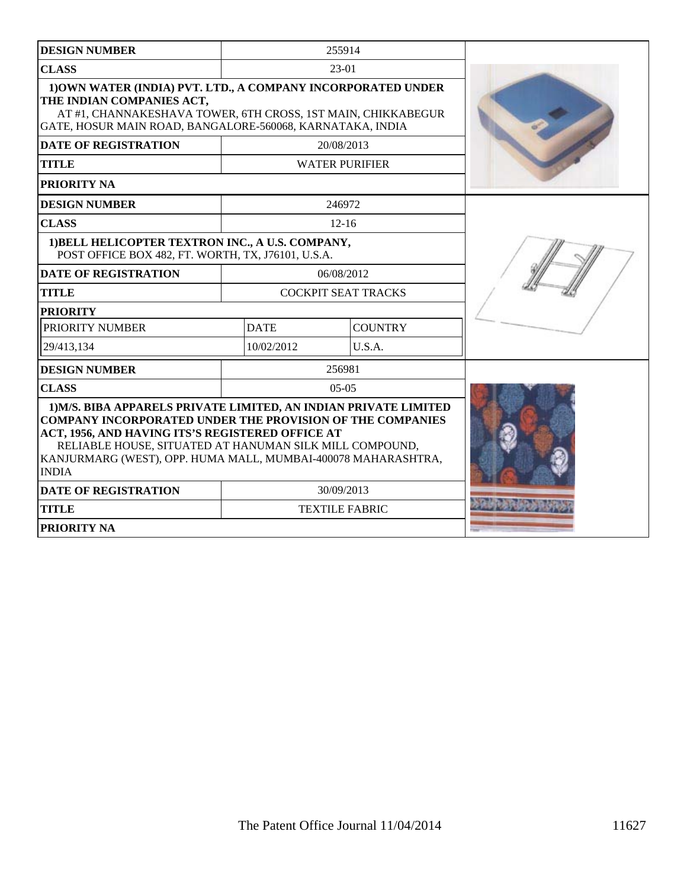| DESIGN NUMBER | 255914 | |
|---|---|---|
| CLASS | 23-01 | |
| 1)OWN WATER (INDIA) PVT. LTD., A COMPANY INCORPORATED UNDER THE INDIAN COMPANIES ACT, AT #1, CHANNAKESHAVA TOWER, 6TH CROSS, 1ST MAIN, CHIKKABEGUR GATE, HOSUR MAIN ROAD, BANGALORE-560068, KARNATAKA, INDIA | | |
| DATE OF REGISTRATION | 20/08/2013 | |
| TITLE | WATER PURIFIER | |
| PRIORITY NA | | |

| DESIGN NUMBER | 246972 | |
|---|---|---|
| CLASS | 12-16 | |
| 1)BELL HELICOPTER TEXTRON INC., A U.S. COMPANY, POST OFFICE BOX 482, FT. WORTH, TX, J76101, U.S.A. | | |
| DATE OF REGISTRATION | 06/08/2012 | |
| TITLE | COCKPIT SEAT TRACKS | |
| PRIORITY | | |
| PRIORITY NUMBER | DATE | COUNTRY |
| 29/413,134 | 10/02/2012 | U.S.A. |

| DESIGN NUMBER | 256981 | |
|---|---|---|
| CLASS | 05-05 | |
| 1)M/S. BIBA APPARELS PRIVATE LIMITED, AN INDIAN PRIVATE LIMITED COMPANY INCORPORATED UNDER THE PROVISION OF THE COMPANIES ACT, 1956, AND HAVING ITS'S REGISTERED OFFICE AT RELIABLE HOUSE, SITUATED AT HANUMAN SILK MILL COMPOUND, KANJURMARG (WEST), OPP. HUMA MALL, MUMBAI-400078 MAHARASHTRA, INDIA | | |
| DATE OF REGISTRATION | 30/09/2013 | |
| TITLE | TEXTILE FABRIC | |
| PRIORITY NA | | |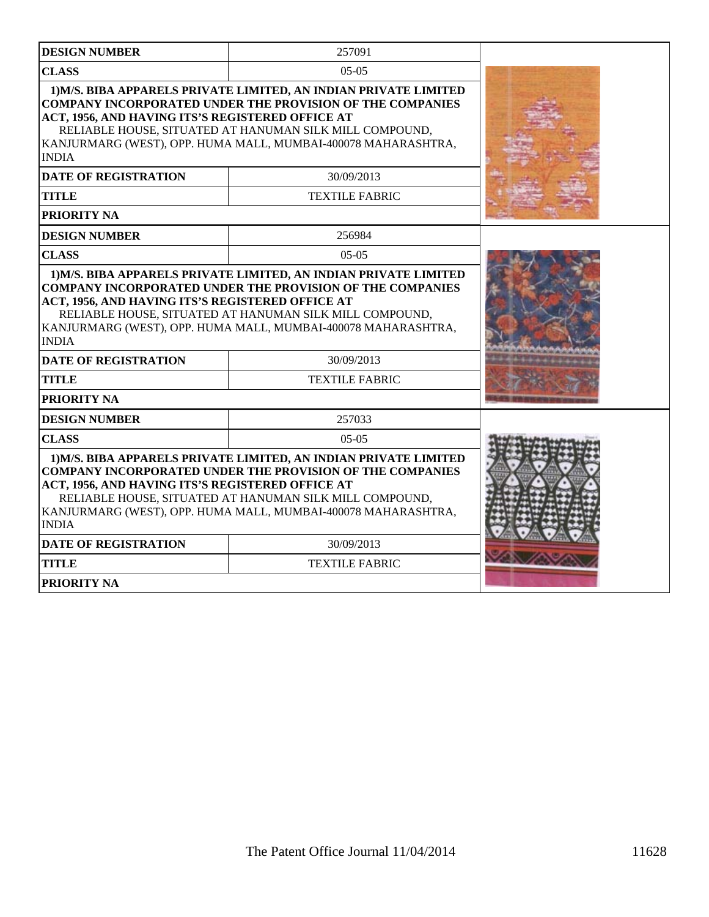| DESIGN NUMBER | 257091 |
| --- | --- |
| CLASS | 05-05 |
| **1)M/S. BIBA APPARELS PRIVATE LIMITED, AN INDIAN PRIVATE LIMITED COMPANY INCORPORATED UNDER THE PROVISION OF THE COMPANIES ACT, 1956, AND HAVING ITS'S REGISTERED OFFICE AT** RELIABLE HOUSE, SITUATED AT HANUMAN SILK MILL COMPOUND, KANJURMARG (WEST), OPP. HUMA MALL, MUMBAI-400078 MAHARASHTRA, INDIA | |
| DATE OF REGISTRATION | 30/09/2013 |
| TITLE | TEXTILE FABRIC |
| PRIORITY NA | |

| DESIGN NUMBER | 256984 |
| --- | --- |
| CLASS | 05-05 |
| **1)M/S. BIBA APPARELS PRIVATE LIMITED, AN INDIAN PRIVATE LIMITED COMPANY INCORPORATED UNDER THE PROVISION OF THE COMPANIES ACT, 1956, AND HAVING ITS'S REGISTERED OFFICE AT** RELIABLE HOUSE, SITUATED AT HANUMAN SILK MILL COMPOUND, KANJURMARG (WEST), OPP. HUMA MALL, MUMBAI-400078 MAHARASHTRA, INDIA | |
| DATE OF REGISTRATION | 30/09/2013 |
| TITLE | TEXTILE FABRIC |
| PRIORITY NA | |

| DESIGN NUMBER | 257033 |
| --- | --- |
| CLASS | 05-05 |
| **1)M/S. BIBA APPARELS PRIVATE LIMITED, AN INDIAN PRIVATE LIMITED COMPANY INCORPORATED UNDER THE PROVISION OF THE COMPANIES ACT, 1956, AND HAVING ITS'S REGISTERED OFFICE AT** RELIABLE HOUSE, SITUATED AT HANUMAN SILK MILL COMPOUND, KANJURMARG (WEST), OPP. HUMA MALL, MUMBAI-400078 MAHARASHTRA, INDIA | |
| DATE OF REGISTRATION | 30/09/2013 |
| TITLE | TEXTILE FABRIC |
| PRIORITY NA | |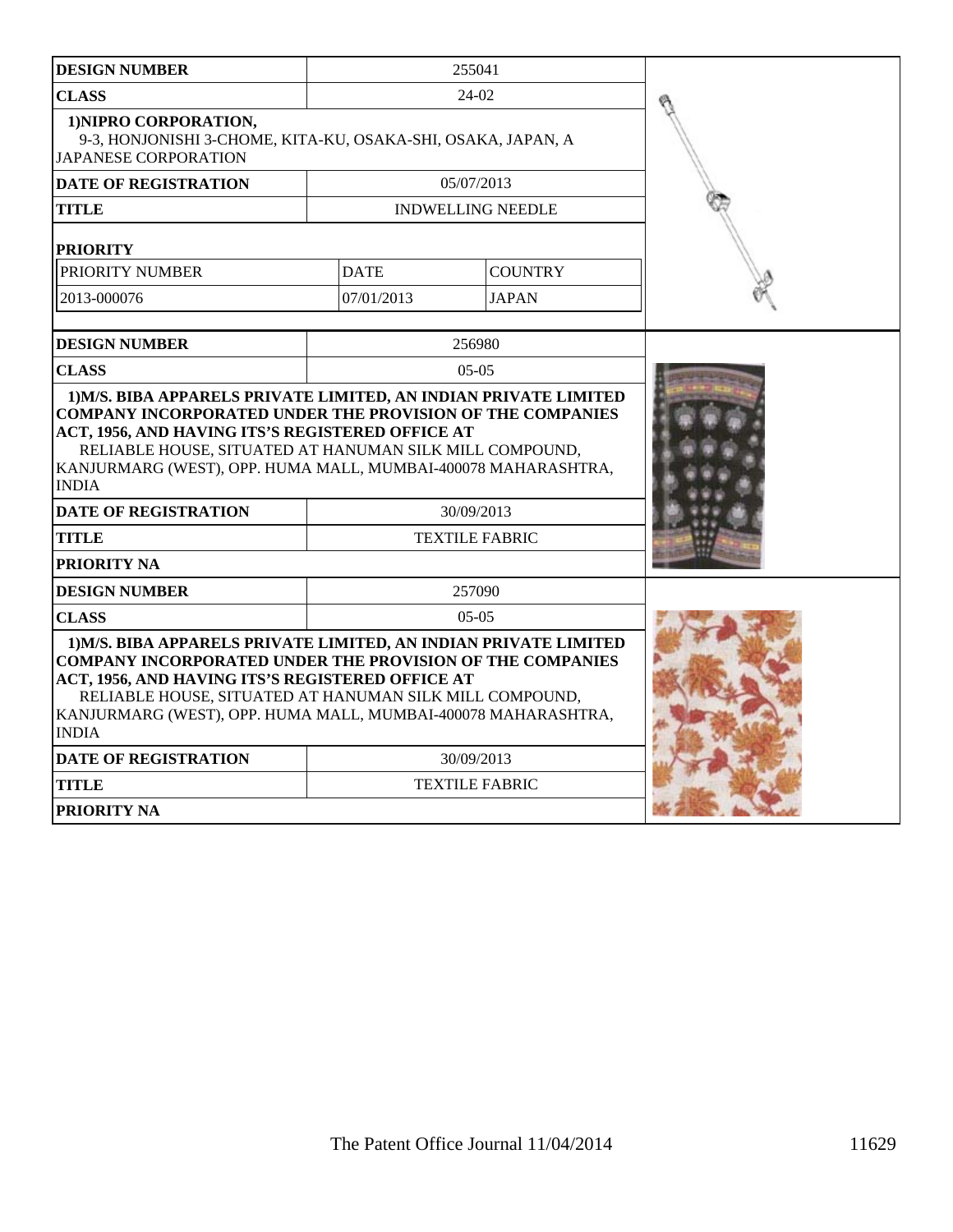| DESIGN NUMBER | 255041 | |
|---|---|---|
| CLASS | 24-02 | |
| 1)NIPRO CORPORATION, 9-3, HONJONISHI 3-CHOME, KITA-KU, OSAKA-SHI, OSAKA, JAPAN, A JAPANESE CORPORATION | | |
| DATE OF REGISTRATION | 05/07/2013 | |
| TITLE | INDWELLING NEEDLE | |
| PRIORITY | | |
| PRIORITY NUMBER | DATE | COUNTRY |
| 2013-000076 | 07/01/2013 | JAPAN |

| DESIGN NUMBER | 256980 |
|---|---|
| CLASS | 05-05 |
| **1)M/S. BIBA APPARELS PRIVATE LIMITED, AN INDIAN PRIVATE LIMITED COMPANY INCORPORATED UNDER THE PROVISION OF THE COMPANIES ACT, 1956, AND HAVING ITS'S REGISTERED OFFICE AT** RELIABLE HOUSE, SITUATED AT HANUMAN SILK MILL COMPOUND, KANJURMARG (WEST), OPP. HUMA MALL, MUMBAI-400078 MAHARASHTRA, INDIA | |
| DATE OF REGISTRATION | 30/09/2013 |
| TITLE | TEXTILE FABRIC |
| PRIORITY NA | |

| DESIGN NUMBER | 257090 |
|---|---|
| CLASS | 05-05 |
| **1)M/S. BIBA APPARELS PRIVATE LIMITED, AN INDIAN PRIVATE LIMITED COMPANY INCORPORATED UNDER THE PROVISION OF THE COMPANIES ACT, 1956, AND HAVING ITS'S REGISTERED OFFICE AT** RELIABLE HOUSE, SITUATED AT HANUMAN SILK MILL COMPOUND, KANJURMARG (WEST), OPP. HUMA MALL, MUMBAI-400078 MAHARASHTRA, INDIA | |
| DATE OF REGISTRATION | 30/09/2013 |
| TITLE | TEXTILE FABRIC |
| PRIORITY NA | |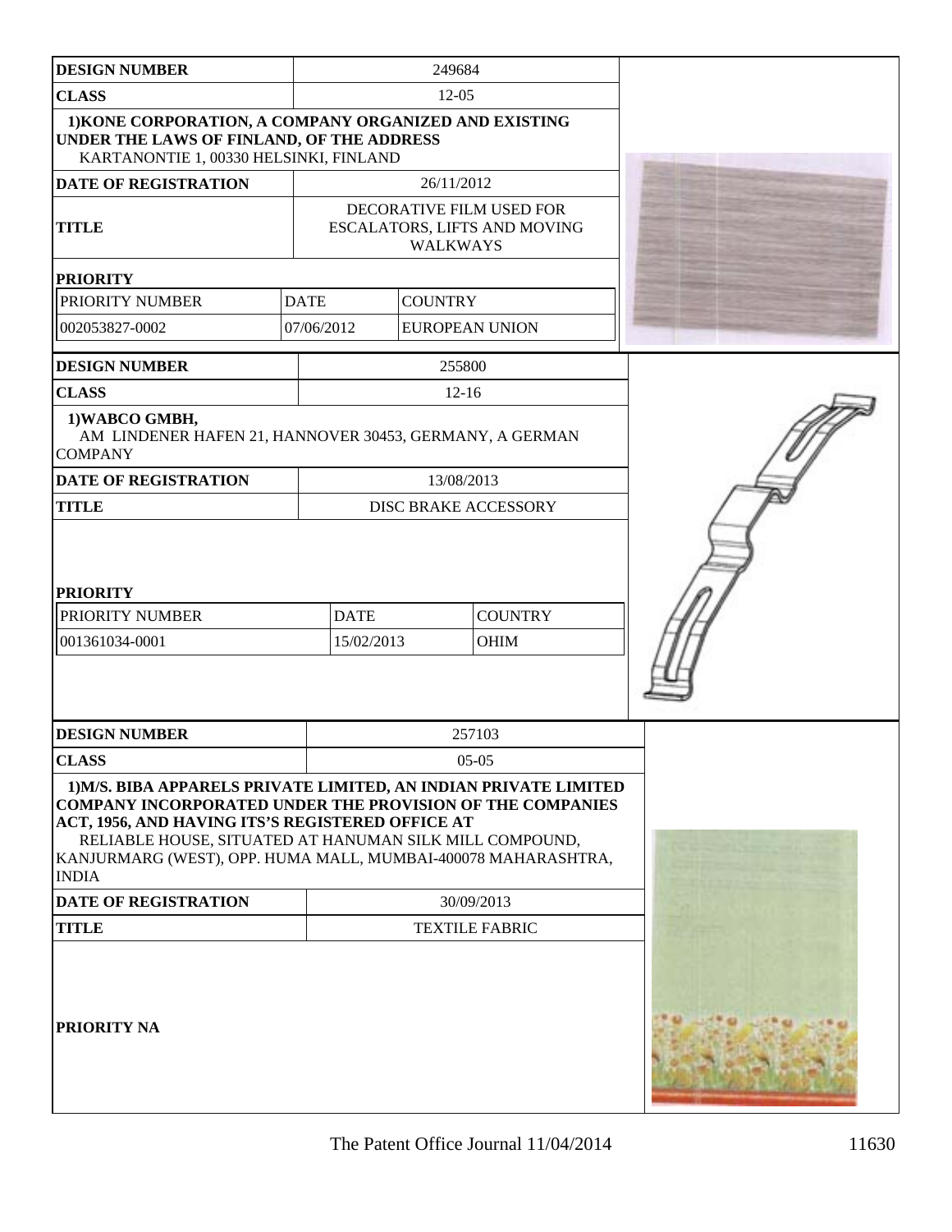| DESIGN NUMBER | 249684 | |
|---|---|---|
| CLASS | 12-05 | |
| 1)KONE CORPORATION, A COMPANY ORGANIZED AND EXISTING UNDER THE LAWS OF FINLAND, OF THE ADDRESS KARTANONTIE 1, 00330 HELSINKI, FINLAND | | |
| DATE OF REGISTRATION | 26/11/2012 | |
| TITLE | DECORATIVE FILM USED FOR ESCALATORS, LIFTS AND MOVING WALKWAYS | |
| PRIORITY | | |
| PRIORITY NUMBER | DATE | COUNTRY |
| 002053827-0002 | 07/06/2012 | EUROPEAN UNION |

| DESIGN NUMBER | 255800 | |
|---|---|---|
| CLASS | 12-16 | |
| 1)WABCO GMBH, AM LINDENER HAFEN 21, HANNOVER 30453, GERMANY, A GERMAN COMPANY | | |
| DATE OF REGISTRATION | 13/08/2013 | |
| TITLE | DISC BRAKE ACCESSORY | |
| PRIORITY | | |
| PRIORITY NUMBER | DATE | COUNTRY |
| 001361034-0001 | 15/02/2013 | OHIM |

| DESIGN NUMBER | 257103 |
|---|---|
| CLASS | 05-05 |
| 1)M/S. BIBA APPARELS PRIVATE LIMITED, AN INDIAN PRIVATE LIMITED COMPANY INCORPORATED UNDER THE PROVISION OF THE COMPANIES ACT, 1956, AND HAVING ITS'S REGISTERED OFFICE AT RELIABLE HOUSE, SITUATED AT HANUMAN SILK MILL COMPOUND, KANJURMARG (WEST), OPP. HUMA MALL, MUMBAI-400078 MAHARASHTRA, INDIA | |
| DATE OF REGISTRATION | 30/09/2013 |
| TITLE | TEXTILE FABRIC |
| PRIORITY NA | |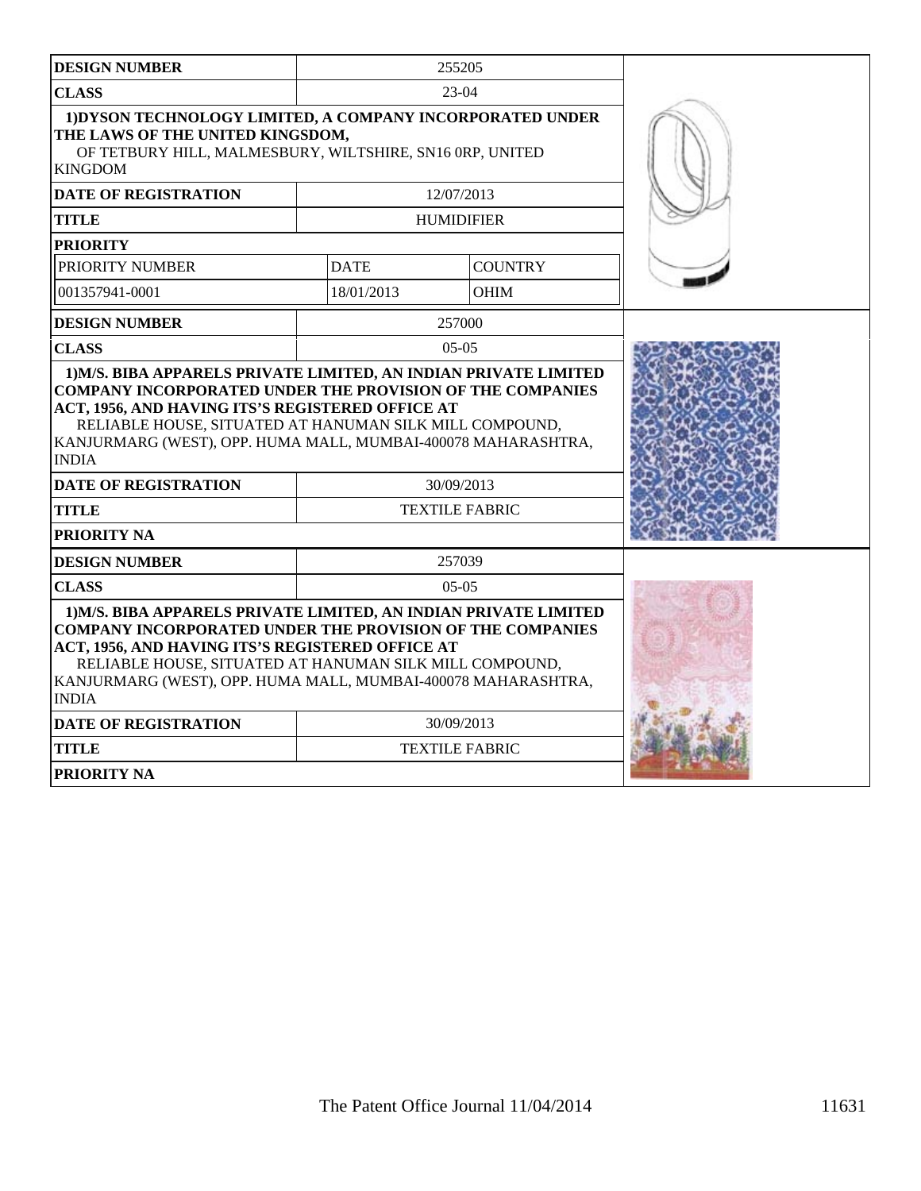| DESIGN NUMBER | 255205 | |
|---|---|---|
| CLASS | 23-04 | |
| 1)DYSON TECHNOLOGY LIMITED, A COMPANY INCORPORATED UNDER THE LAWS OF THE UNITED KINGSDOM, OF TETBURY HILL, MALMESBURY, WILTSHIRE, SN16 0RP, UNITED KINGDOM | | |
| DATE OF REGISTRATION | 12/07/2013 | |
| TITLE | HUMIDIFIER | |
| PRIORITY | | |
| PRIORITY NUMBER | DATE | COUNTRY |
| 001357941-0001 | 18/01/2013 | OHIM |

| DESIGN NUMBER | 257000 |
|---|---|
| CLASS | 05-05 |
| 1)M/S. BIBA APPARELS PRIVATE LIMITED, AN INDIAN PRIVATE LIMITED COMPANY INCORPORATED UNDER THE PROVISION OF THE COMPANIES ACT, 1956, AND HAVING ITS'S REGISTERED OFFICE AT RELIABLE HOUSE, SITUATED AT HANUMAN SILK MILL COMPOUND, KANJURMARG (WEST), OPP. HUMA MALL, MUMBAI-400078 MAHARASHTRA, INDIA | |
| DATE OF REGISTRATION | 30/09/2013 |
| TITLE | TEXTILE FABRIC |
| PRIORITY NA | |

| DESIGN NUMBER | 257039 |
|---|---|
| CLASS | 05-05 |
| 1)M/S. BIBA APPARELS PRIVATE LIMITED, AN INDIAN PRIVATE LIMITED COMPANY INCORPORATED UNDER THE PROVISION OF THE COMPANIES ACT, 1956, AND HAVING ITS'S REGISTERED OFFICE AT RELIABLE HOUSE, SITUATED AT HANUMAN SILK MILL COMPOUND, KANJURMARG (WEST), OPP. HUMA MALL, MUMBAI-400078 MAHARASHTRA, INDIA | |
| DATE OF REGISTRATION | 30/09/2013 |
| TITLE | TEXTILE FABRIC |
| PRIORITY NA | |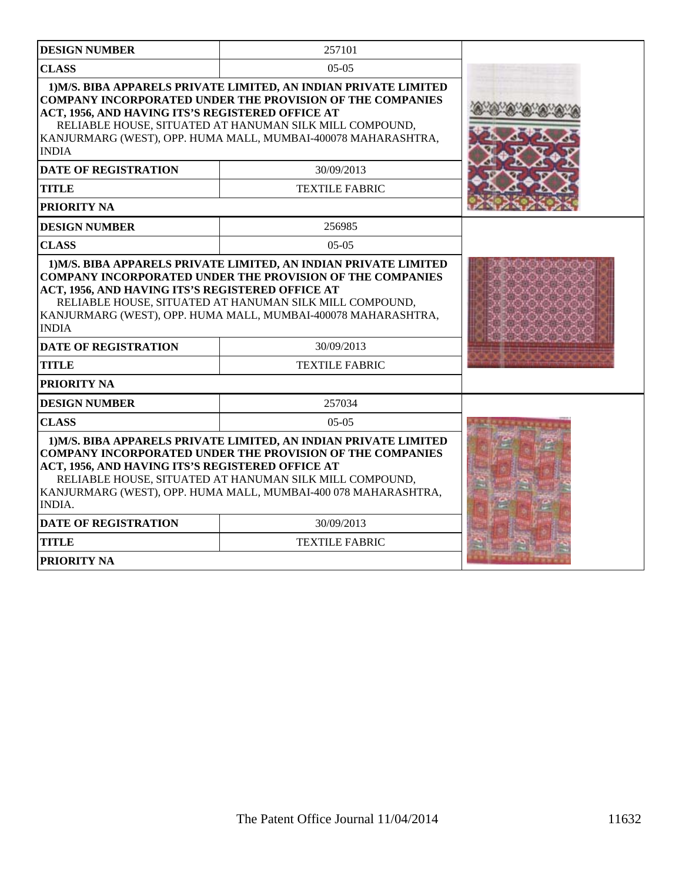| DESIGN NUMBER | 257101 |
|---|---|
| CLASS | 05-05 |
| **1)M/S. BIBA APPARELS PRIVATE LIMITED, AN INDIAN PRIVATE LIMITED COMPANY INCORPORATED UNDER THE PROVISION OF THE COMPANIES ACT, 1956, AND HAVING ITS'S REGISTERED OFFICE AT** RELIABLE HOUSE, SITUATED AT HANUMAN SILK MILL COMPOUND, KANJURMARG (WEST), OPP. HUMA MALL, MUMBAI-400078 MAHARASHTRA, INDIA | |
| DATE OF REGISTRATION | 30/09/2013 |
| TITLE | TEXTILE FABRIC |
| PRIORITY NA | |

| DESIGN NUMBER | 256985 |
|---|---|
| CLASS | 05-05 |
| **1)M/S. BIBA APPARELS PRIVATE LIMITED, AN INDIAN PRIVATE LIMITED COMPANY INCORPORATED UNDER THE PROVISION OF THE COMPANIES ACT, 1956, AND HAVING ITS'S REGISTERED OFFICE AT** RELIABLE HOUSE, SITUATED AT HANUMAN SILK MILL COMPOUND, KANJURMARG (WEST), OPP. HUMA MALL, MUMBAI-400078 MAHARASHTRA, INDIA | |
| DATE OF REGISTRATION | 30/09/2013 |
| TITLE | TEXTILE FABRIC |
| PRIORITY NA | |

| DESIGN NUMBER | 257034 |
|---|---|
| CLASS | 05-05 |
| **1)M/S. BIBA APPARELS PRIVATE LIMITED, AN INDIAN PRIVATE LIMITED COMPANY INCORPORATED UNDER THE PROVISION OF THE COMPANIES ACT, 1956, AND HAVING ITS'S REGISTERED OFFICE AT** RELIABLE HOUSE, SITUATED AT HANUMAN SILK MILL COMPOUND, KANJURMARG (WEST), OPP. HUMA MALL, MUMBAI-400 078 MAHARASHTRA, INDIA. | |
| DATE OF REGISTRATION | 30/09/2013 |
| TITLE | TEXTILE FABRIC |
| PRIORITY NA | |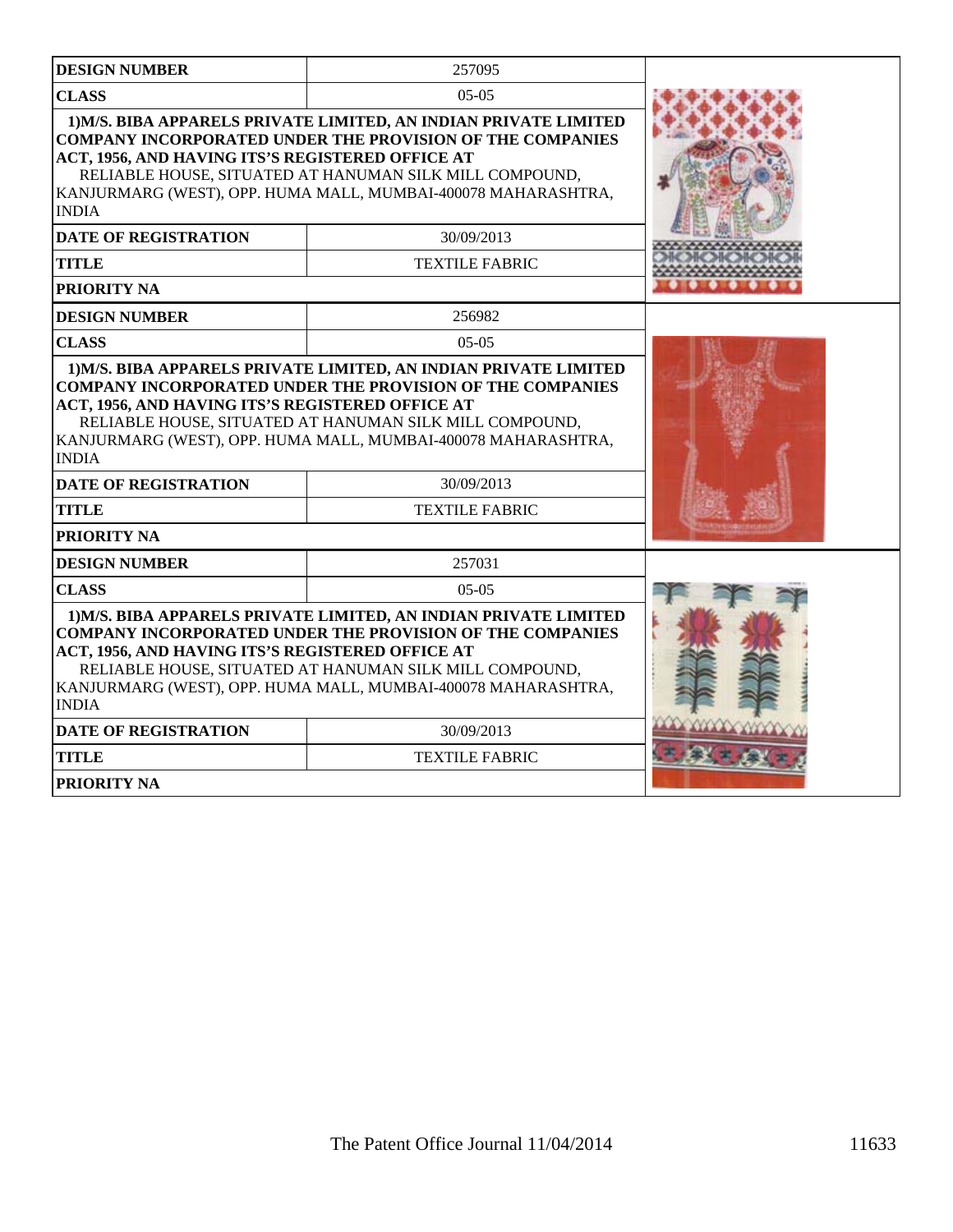| DESIGN NUMBER | 257095 |
| --- | --- |
| CLASS | 05-05 |
| **1)M/S. BIBA APPARELS PRIVATE LIMITED, AN INDIAN PRIVATE LIMITED COMPANY INCORPORATED UNDER THE PROVISION OF THE COMPANIES ACT, 1956, AND HAVING ITS'S REGISTERED OFFICE AT** RELIABLE HOUSE, SITUATED AT HANUMAN SILK MILL COMPOUND, KANJURMARG (WEST), OPP. HUMA MALL, MUMBAI-400078 MAHARASHTRA, INDIA | |
| DATE OF REGISTRATION | 30/09/2013 |
| TITLE | TEXTILE FABRIC |
| PRIORITY NA | |

| DESIGN NUMBER | 256982 |
| --- | --- |
| CLASS | 05-05 |
| **1)M/S. BIBA APPARELS PRIVATE LIMITED, AN INDIAN PRIVATE LIMITED COMPANY INCORPORATED UNDER THE PROVISION OF THE COMPANIES ACT, 1956, AND HAVING ITS'S REGISTERED OFFICE AT** RELIABLE HOUSE, SITUATED AT HANUMAN SILK MILL COMPOUND, KANJURMARG (WEST), OPP. HUMA MALL, MUMBAI-400078 MAHARASHTRA, INDIA | |
| DATE OF REGISTRATION | 30/09/2013 |
| TITLE | TEXTILE FABRIC |
| PRIORITY NA | |

| DESIGN NUMBER | 257031 |
| --- | --- |
| CLASS | 05-05 |
| **1)M/S. BIBA APPARELS PRIVATE LIMITED, AN INDIAN PRIVATE LIMITED COMPANY INCORPORATED UNDER THE PROVISION OF THE COMPANIES ACT, 1956, AND HAVING ITS'S REGISTERED OFFICE AT** RELIABLE HOUSE, SITUATED AT HANUMAN SILK MILL COMPOUND, KANJURMARG (WEST), OPP. HUMA MALL, MUMBAI-400078 MAHARASHTRA, INDIA | |
| DATE OF REGISTRATION | 30/09/2013 |
| TITLE | TEXTILE FABRIC |
| PRIORITY NA | |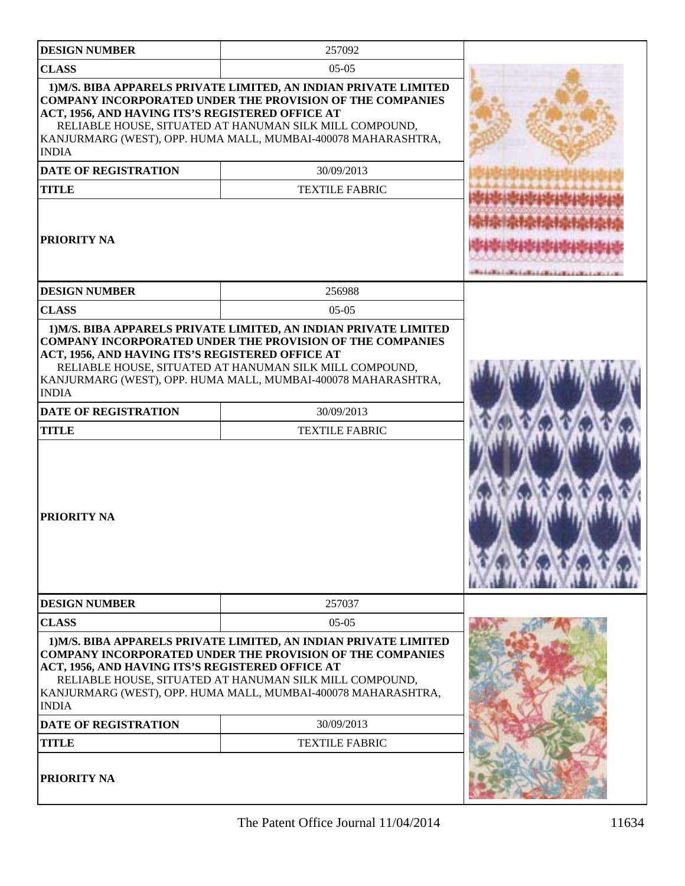| DESIGN NUMBER | 257092 |
|---|---|
| CLASS | 05-05 |
| 1)M/S. BIBA APPARELS PRIVATE LIMITED, AN INDIAN PRIVATE LIMITED COMPANY INCORPORATED UNDER THE PROVISION OF THE COMPANIES ACT, 1956, AND HAVING ITS'S REGISTERED OFFICE AT RELIABLE HOUSE, SITUATED AT HANUMAN SILK MILL COMPOUND, KANJURMARG (WEST), OPP. HUMA MALL, MUMBAI-400078 MAHARASHTRA, INDIA | |
| DATE OF REGISTRATION | 30/09/2013 |
| TITLE | TEXTILE FABRIC |
| PRIORITY NA | |

| DESIGN NUMBER | 256988 |
|---|---|
| CLASS | 05-05 |
| 1)M/S. BIBA APPARELS PRIVATE LIMITED, AN INDIAN PRIVATE LIMITED COMPANY INCORPORATED UNDER THE PROVISION OF THE COMPANIES ACT, 1956, AND HAVING ITS'S REGISTERED OFFICE AT RELIABLE HOUSE, SITUATED AT HANUMAN SILK MILL COMPOUND, KANJURMARG (WEST), OPP. HUMA MALL, MUMBAI-400078 MAHARASHTRA, INDIA | |
| DATE OF REGISTRATION | 30/09/2013 |
| TITLE | TEXTILE FABRIC |
| PRIORITY NA | |

| DESIGN NUMBER | 257037 |
|---|---|
| CLASS | 05-05 |
| 1)M/S. BIBA APPARELS PRIVATE LIMITED, AN INDIAN PRIVATE LIMITED COMPANY INCORPORATED UNDER THE PROVISION OF THE COMPANIES ACT, 1956, AND HAVING ITS'S REGISTERED OFFICE AT RELIABLE HOUSE, SITUATED AT HANUMAN SILK MILL COMPOUND, KANJURMARG (WEST), OPP. HUMA MALL, MUMBAI-400078 MAHARASHTRA, INDIA | |
| DATE OF REGISTRATION | 30/09/2013 |
| TITLE | TEXTILE FABRIC |
| PRIORITY NA | |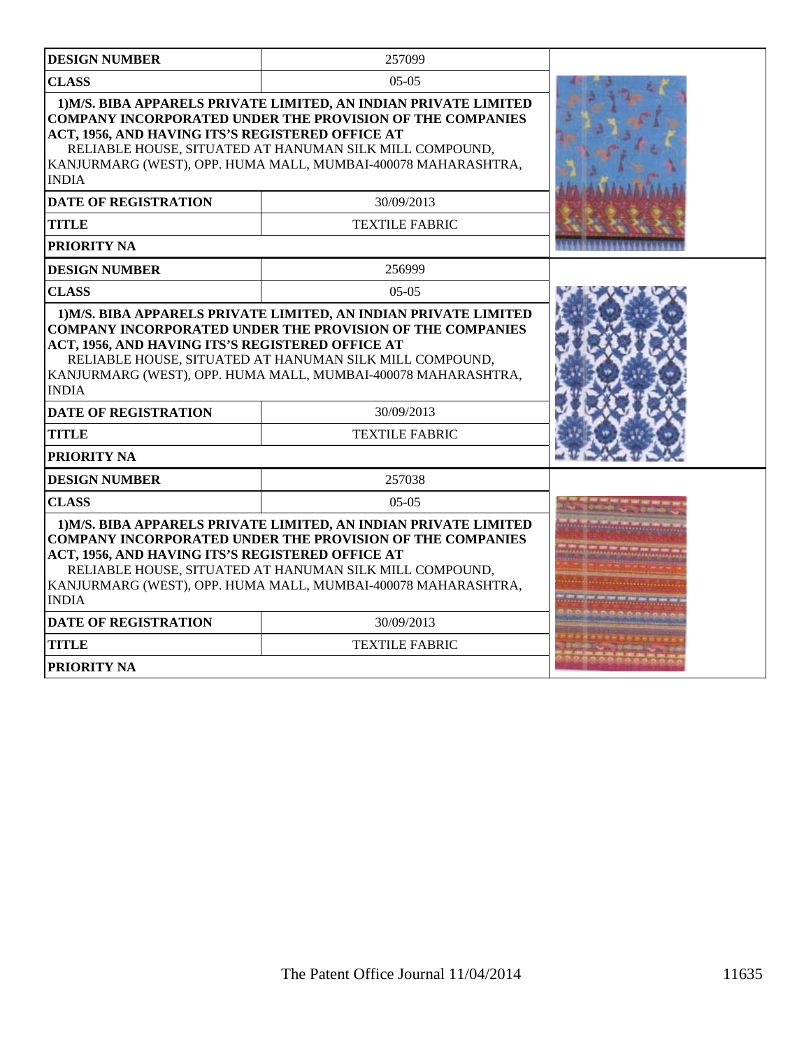| DESIGN NUMBER | 257099 |
| --- | --- |
| CLASS | 05-05 |
| **1)M/S. BIBA APPARELS PRIVATE LIMITED, AN INDIAN PRIVATE LIMITED COMPANY INCORPORATED UNDER THE PROVISION OF THE COMPANIES ACT, 1956, AND HAVING ITS'S REGISTERED OFFICE AT** RELIABLE HOUSE, SITUATED AT HANUMAN SILK MILL COMPOUND, KANJURMARG (WEST), OPP. HUMA MALL, MUMBAI-400078 MAHARASHTRA, INDIA | |
| DATE OF REGISTRATION | 30/09/2013 |
| TITLE | TEXTILE FABRIC |
| PRIORITY NA | |

| DESIGN NUMBER | 256999 |
| --- | --- |
| CLASS | 05-05 |
| **1)M/S. BIBA APPARELS PRIVATE LIMITED, AN INDIAN PRIVATE LIMITED COMPANY INCORPORATED UNDER THE PROVISION OF THE COMPANIES ACT, 1956, AND HAVING ITS'S REGISTERED OFFICE AT** RELIABLE HOUSE, SITUATED AT HANUMAN SILK MILL COMPOUND, KANJURMARG (WEST), OPP. HUMA MALL, MUMBAI-400078 MAHARASHTRA, INDIA | |
| DATE OF REGISTRATION | 30/09/2013 |
| TITLE | TEXTILE FABRIC |
| PRIORITY NA | |

| DESIGN NUMBER | 257038 |
| --- | --- |
| CLASS | 05-05 |
| **1)M/S. BIBA APPARELS PRIVATE LIMITED, AN INDIAN PRIVATE LIMITED COMPANY INCORPORATED UNDER THE PROVISION OF THE COMPANIES ACT, 1956, AND HAVING ITS'S REGISTERED OFFICE AT** RELIABLE HOUSE, SITUATED AT HANUMAN SILK MILL COMPOUND, KANJURMARG (WEST), OPP. HUMA MALL, MUMBAI-400078 MAHARASHTRA, INDIA | |
| DATE OF REGISTRATION | 30/09/2013 |
| TITLE | TEXTILE FABRIC |
| PRIORITY NA | |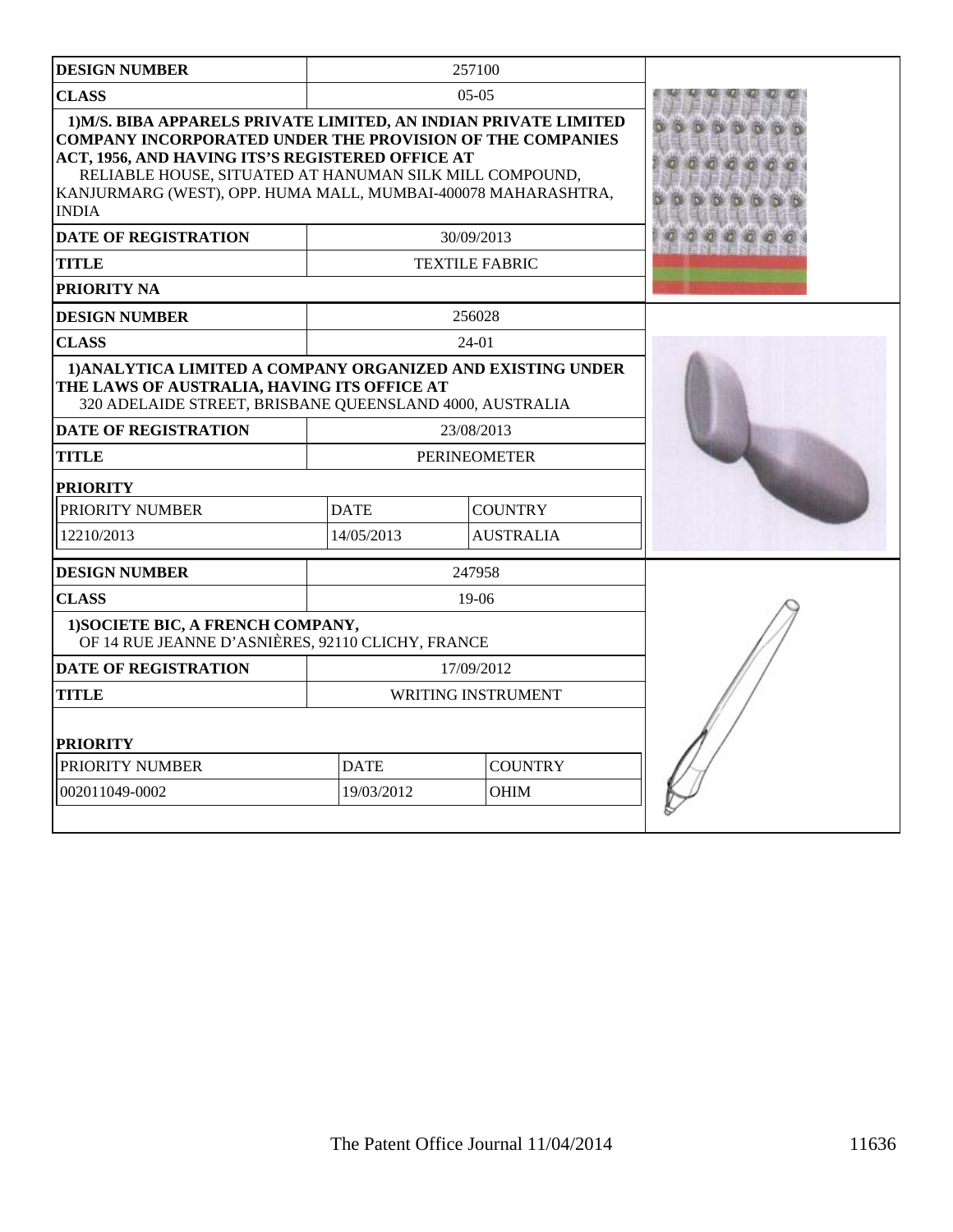| DESIGN NUMBER | 257100 | |
|---|---|---|
| CLASS | 05-05 | |
| 1)M/S. BIBA APPARELS PRIVATE LIMITED, AN INDIAN PRIVATE LIMITED COMPANY INCORPORATED UNDER THE PROVISION OF THE COMPANIES ACT, 1956, AND HAVING ITS'S REGISTERED OFFICE AT RELIABLE HOUSE, SITUATED AT HANUMAN SILK MILL COMPOUND, KANJURMARG (WEST), OPP. HUMA MALL, MUMBAI-400078 MAHARASHTRA, INDIA | | |
| DATE OF REGISTRATION | 30/09/2013 | |
| TITLE | TEXTILE FABRIC | |
| PRIORITY NA | | |

| DESIGN NUMBER | 256028 | |
|---|---|---|
| CLASS | 24-01 | |
| 1)ANALYTICA LIMITED A COMPANY ORGANIZED AND EXISTING UNDER THE LAWS OF AUSTRALIA, HAVING ITS OFFICE AT 320 ADELAIDE STREET, BRISBANE QUEENSLAND 4000, AUSTRALIA | | |
| DATE OF REGISTRATION | 23/08/2013 | |
| TITLE | PERINEOMETER | |
| PRIORITY | | |
| PRIORITY NUMBER | DATE | COUNTRY |
| 12210/2013 | 14/05/2013 | AUSTRALIA |

| DESIGN NUMBER | 247958 | |
|---|---|---|
| CLASS | 19-06 | |
| 1)SOCIETE BIC, A FRENCH COMPANY, OF 14 RUE JEANNE D'ASNIÈRES, 92110 CLICHY, FRANCE | | |
| DATE OF REGISTRATION | 17/09/2012 | |
| TITLE | WRITING INSTRUMENT | |
| PRIORITY | | |
| PRIORITY NUMBER | DATE | COUNTRY |
| 002011049-0002 | 19/03/2012 | OHIM |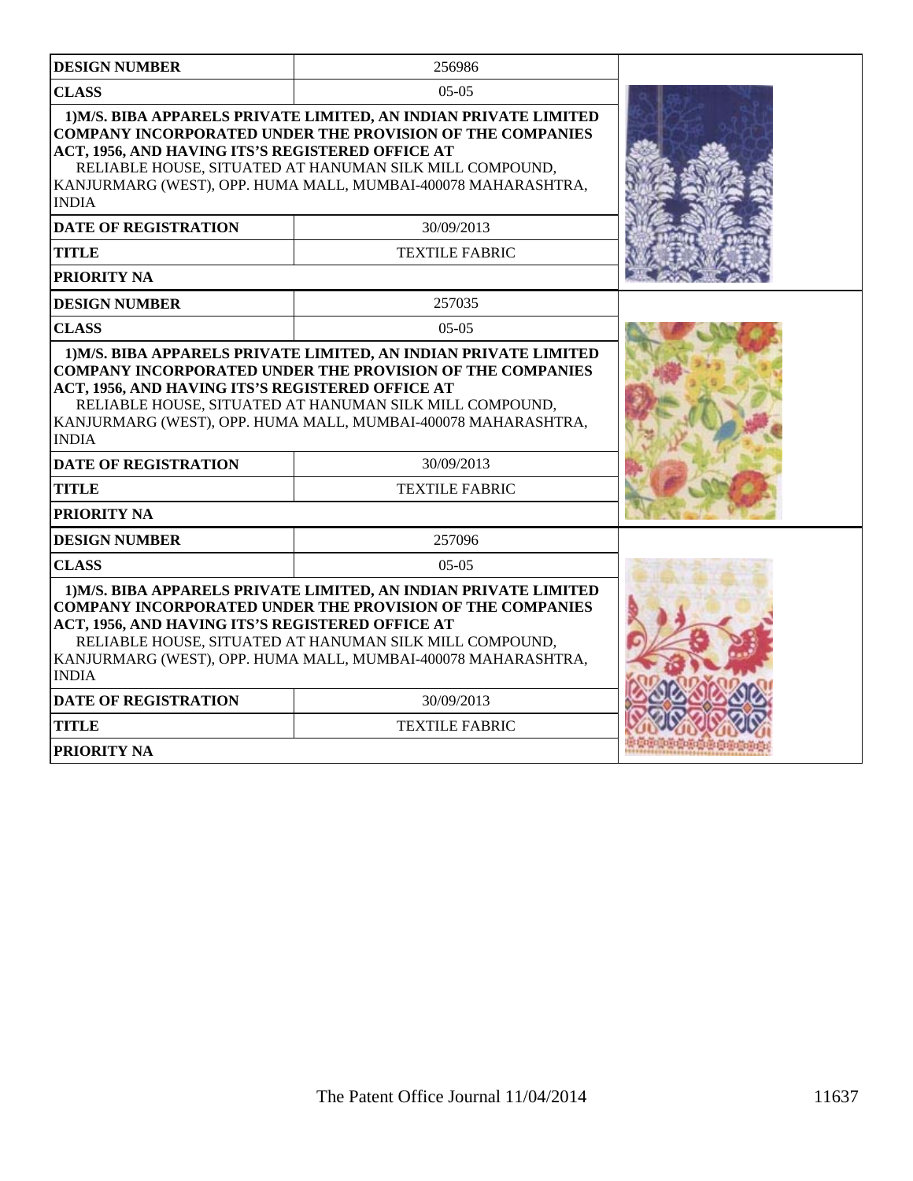| DESIGN NUMBER | 256986 |
| --- | --- |
| CLASS | 05-05 |
| **1)M/S. BIBA APPARELS PRIVATE LIMITED, AN INDIAN PRIVATE LIMITED COMPANY INCORPORATED UNDER THE PROVISION OF THE COMPANIES ACT, 1956, AND HAVING ITS'S REGISTERED OFFICE AT** RELIABLE HOUSE, SITUATED AT HANUMAN SILK MILL COMPOUND, KANJURMARG (WEST), OPP. HUMA MALL, MUMBAI-400078 MAHARASHTRA, INDIA | |
| DATE OF REGISTRATION | 30/09/2013 |
| TITLE | TEXTILE FABRIC |
| PRIORITY NA | |

| DESIGN NUMBER | 257035 |
| --- | --- |
| CLASS | 05-05 |
| **1)M/S. BIBA APPARELS PRIVATE LIMITED, AN INDIAN PRIVATE LIMITED COMPANY INCORPORATED UNDER THE PROVISION OF THE COMPANIES ACT, 1956, AND HAVING ITS'S REGISTERED OFFICE AT** RELIABLE HOUSE, SITUATED AT HANUMAN SILK MILL COMPOUND, KANJURMARG (WEST), OPP. HUMA MALL, MUMBAI-400078 MAHARASHTRA, INDIA | |
| DATE OF REGISTRATION | 30/09/2013 |
| TITLE | TEXTILE FABRIC |
| PRIORITY NA | |

| DESIGN NUMBER | 257096 |
| --- | --- |
| CLASS | 05-05 |
| **1)M/S. BIBA APPARELS PRIVATE LIMITED, AN INDIAN PRIVATE LIMITED COMPANY INCORPORATED UNDER THE PROVISION OF THE COMPANIES ACT, 1956, AND HAVING ITS'S REGISTERED OFFICE AT** RELIABLE HOUSE, SITUATED AT HANUMAN SILK MILL COMPOUND, KANJURMARG (WEST), OPP. HUMA MALL, MUMBAI-400078 MAHARASHTRA, INDIA | |
| DATE OF REGISTRATION | 30/09/2013 |
| TITLE | TEXTILE FABRIC |
| PRIORITY NA | |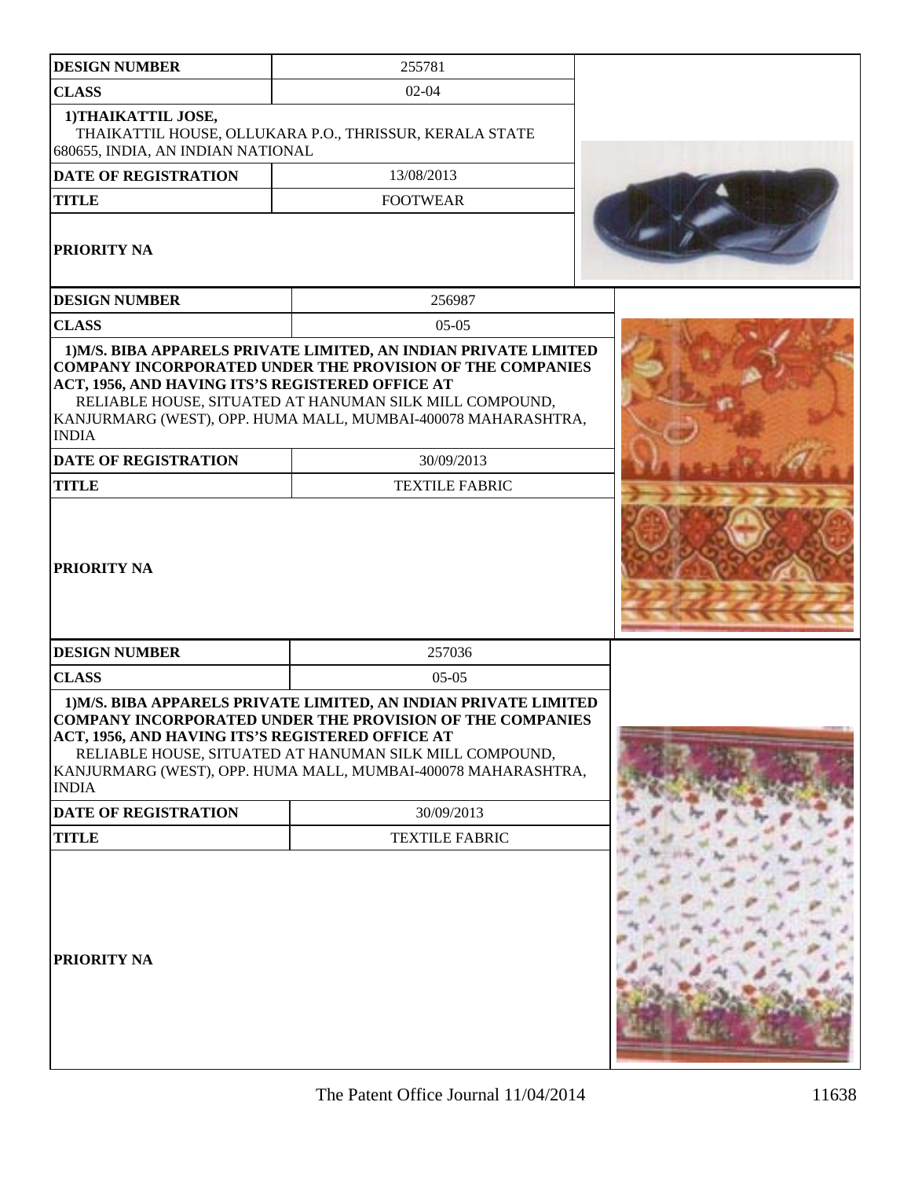| DESIGN NUMBER | 255781 |
|---|---|
| CLASS | 02-04 |
| 1)THAIKATTIL JOSE, THAIKATTIL HOUSE, OLLUKARA P.O., THRISSUR, KERALA STATE 680655, INDIA, AN INDIAN NATIONAL | |
| DATE OF REGISTRATION | 13/08/2013 |
| TITLE | FOOTWEAR |
| PRIORITY NA | |

| DESIGN NUMBER | 256987 |
|---|---|
| CLASS | 05-05 |
| 1)M/S. BIBA APPARELS PRIVATE LIMITED, AN INDIAN PRIVATE LIMITED COMPANY INCORPORATED UNDER THE PROVISION OF THE COMPANIES ACT, 1956, AND HAVING ITS'S REGISTERED OFFICE AT RELIABLE HOUSE, SITUATED AT HANUMAN SILK MILL COMPOUND, KANJURMARG (WEST), OPP. HUMA MALL, MUMBAI-400078 MAHARASHTRA, INDIA | |
| DATE OF REGISTRATION | 30/09/2013 |
| TITLE | TEXTILE FABRIC |
| PRIORITY NA | |

| DESIGN NUMBER | 257036 |
|---|---|
| CLASS | 05-05 |
| 1)M/S. BIBA APPARELS PRIVATE LIMITED, AN INDIAN PRIVATE LIMITED COMPANY INCORPORATED UNDER THE PROVISION OF THE COMPANIES ACT, 1956, AND HAVING ITS'S REGISTERED OFFICE AT RELIABLE HOUSE, SITUATED AT HANUMAN SILK MILL COMPOUND, KANJURMARG (WEST), OPP. HUMA MALL, MUMBAI-400078 MAHARASHTRA, INDIA | |
| DATE OF REGISTRATION | 30/09/2013 |
| TITLE | TEXTILE FABRIC |
| PRIORITY NA | |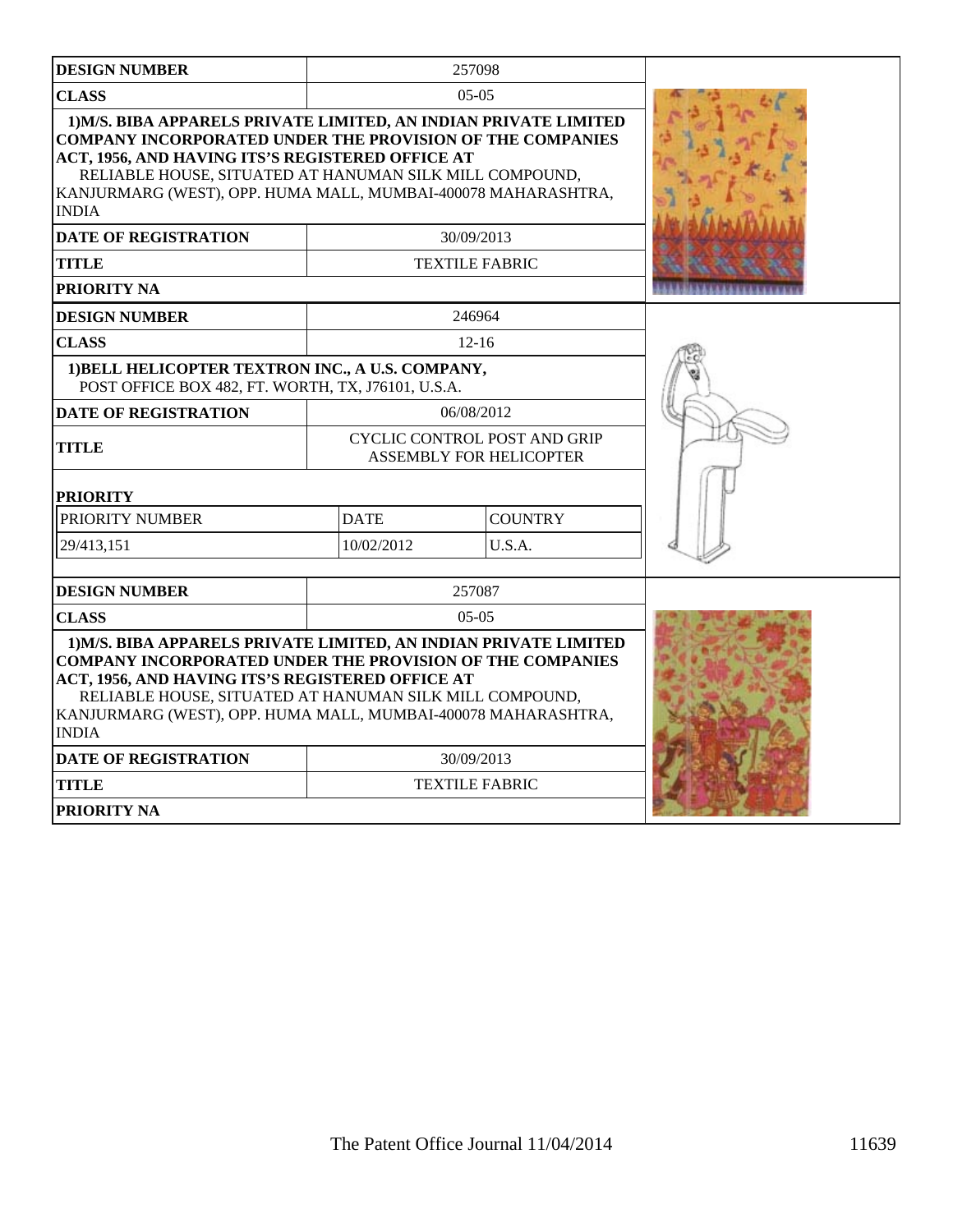| DESIGN NUMBER | 257098 | |
|---|---|---|
| CLASS | 05-05 | |
| 1)M/S. BIBA APPARELS PRIVATE LIMITED, AN INDIAN PRIVATE LIMITED COMPANY INCORPORATED UNDER THE PROVISION OF THE COMPANIES ACT, 1956, AND HAVING ITS'S REGISTERED OFFICE AT RELIABLE HOUSE, SITUATED AT HANUMAN SILK MILL COMPOUND, KANJURMARG (WEST), OPP. HUMA MALL, MUMBAI-400078 MAHARASHTRA, INDIA | | |
| DATE OF REGISTRATION | 30/09/2013 | |
| TITLE | TEXTILE FABRIC | |
| PRIORITY NA | | |

| DESIGN NUMBER | 246964 | |
|---|---|---|
| CLASS | 12-16 | |
| 1)BELL HELICOPTER TEXTRON INC., A U.S. COMPANY, POST OFFICE BOX 482, FT. WORTH, TX, J76101, U.S.A. | | |
| DATE OF REGISTRATION | 06/08/2012 | |
| TITLE | CYCLIC CONTROL POST AND GRIP ASSEMBLY FOR HELICOPTER | |
| PRIORITY | | |
| PRIORITY NUMBER | DATE | COUNTRY |
| 29/413,151 | 10/02/2012 | U.S.A. |

| DESIGN NUMBER | 257087 | |
|---|---|---|
| CLASS | 05-05 | |
| 1)M/S. BIBA APPARELS PRIVATE LIMITED, AN INDIAN PRIVATE LIMITED COMPANY INCORPORATED UNDER THE PROVISION OF THE COMPANIES ACT, 1956, AND HAVING ITS'S REGISTERED OFFICE AT RELIABLE HOUSE, SITUATED AT HANUMAN SILK MILL COMPOUND, KANJURMARG (WEST), OPP. HUMA MALL, MUMBAI-400078 MAHARASHTRA, INDIA | | |
| DATE OF REGISTRATION | 30/09/2013 | |
| TITLE | TEXTILE FABRIC | |
| PRIORITY NA | | |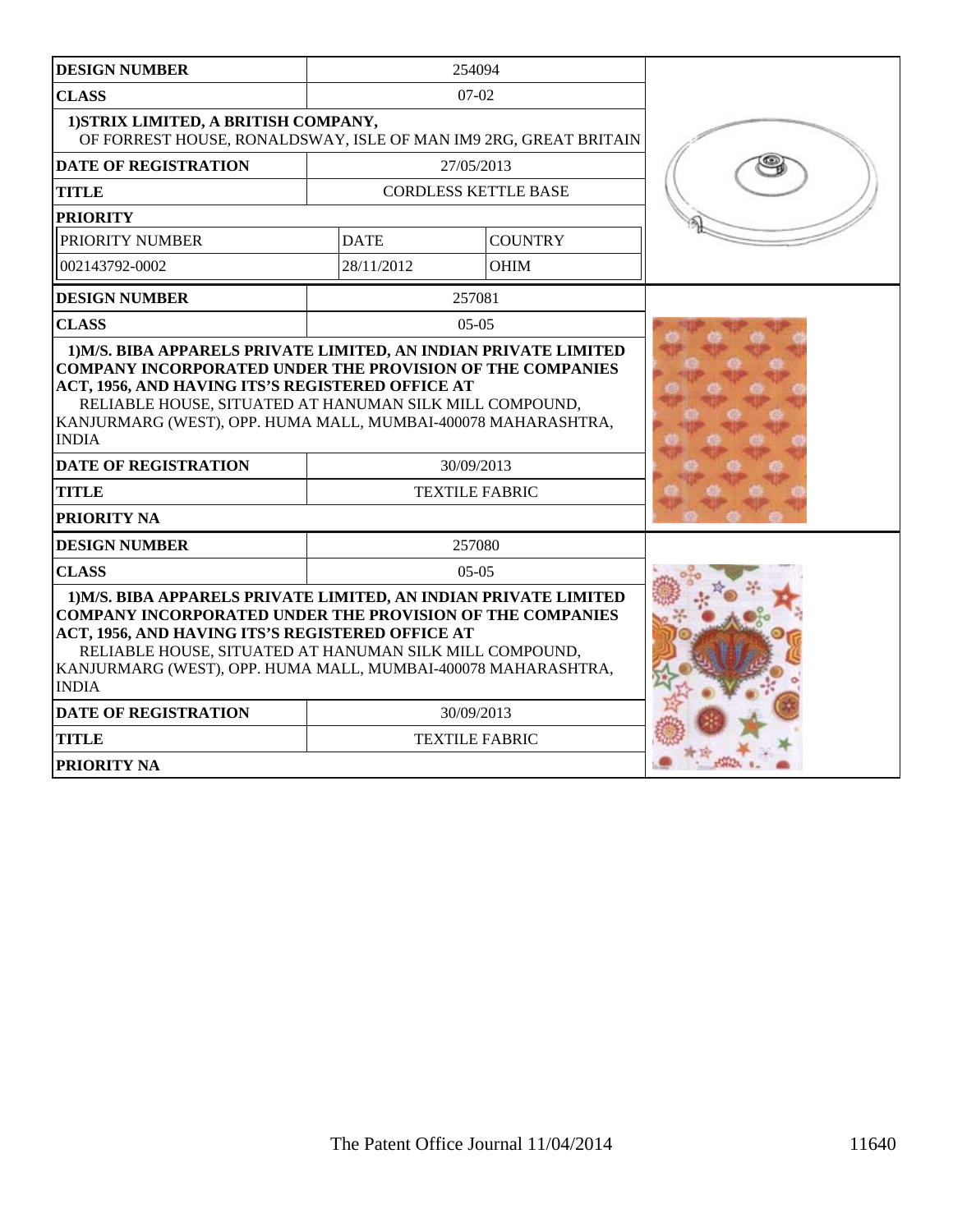| DESIGN NUMBER | 254094 | |
|---|---|---|
| CLASS | 07-02 | |
| **1)STRIX LIMITED, A BRITISH COMPANY,** OF FORREST HOUSE, RONALDSWAY, ISLE OF MAN IM9 2RG, GREAT BRITAIN | | |
| DATE OF REGISTRATION | 27/05/2013 | |
| TITLE | CORDLESS KETTLE BASE | |
| PRIORITY | | |
| PRIORITY NUMBER | DATE | COUNTRY |
| 002143792-0002 | 28/11/2012 | OHIM |

| DESIGN NUMBER | 257081 |
|---|---|
| CLASS | 05-05 |
| **1)M/S. BIBA APPARELS PRIVATE LIMITED, AN INDIAN PRIVATE LIMITED COMPANY INCORPORATED UNDER THE PROVISION OF THE COMPANIES ACT, 1956, AND HAVING ITS'S REGISTERED OFFICE AT** RELIABLE HOUSE, SITUATED AT HANUMAN SILK MILL COMPOUND, KANJURMARG (WEST), OPP. HUMA MALL, MUMBAI-400078 MAHARASHTRA, INDIA | |
| DATE OF REGISTRATION | 30/09/2013 |
| TITLE | TEXTILE FABRIC |
| PRIORITY NA | |

| DESIGN NUMBER | 257080 |
|---|---|
| CLASS | 05-05 |
| **1)M/S. BIBA APPARELS PRIVATE LIMITED, AN INDIAN PRIVATE LIMITED COMPANY INCORPORATED UNDER THE PROVISION OF THE COMPANIES ACT, 1956, AND HAVING ITS'S REGISTERED OFFICE AT** RELIABLE HOUSE, SITUATED AT HANUMAN SILK MILL COMPOUND, KANJURMARG (WEST), OPP. HUMA MALL, MUMBAI-400078 MAHARASHTRA, INDIA | |
| DATE OF REGISTRATION | 30/09/2013 |
| TITLE | TEXTILE FABRIC |
| PRIORITY NA | |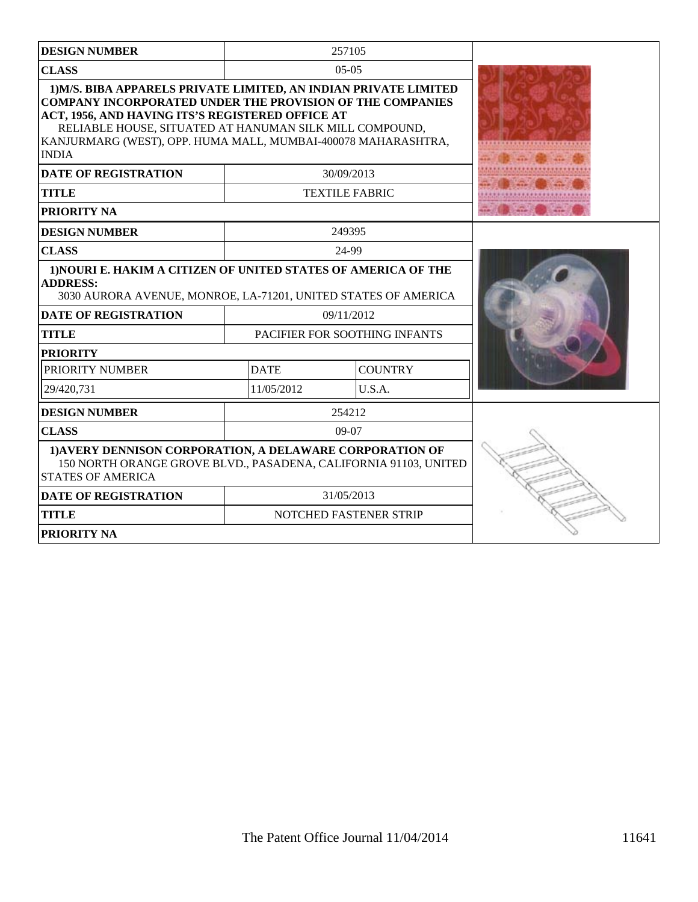| DESIGN NUMBER | 257105 | |
|---|---|---|
| CLASS | 05-05 | |
| 1)M/S. BIBA APPARELS PRIVATE LIMITED, AN INDIAN PRIVATE LIMITED COMPANY INCORPORATED UNDER THE PROVISION OF THE COMPANIES ACT, 1956, AND HAVING ITS'S REGISTERED OFFICE AT RELIABLE HOUSE, SITUATED AT HANUMAN SILK MILL COMPOUND, KANJURMARG (WEST), OPP. HUMA MALL, MUMBAI-400078 MAHARASHTRA, INDIA | | |
| DATE OF REGISTRATION | 30/09/2013 | |
| TITLE | TEXTILE FABRIC | |
| PRIORITY NA | | |

| DESIGN NUMBER | 249395 | |
|---|---|---|
| CLASS | 24-99 | |
| 1)NOURI E. HAKIM A CITIZEN OF UNITED STATES OF AMERICA OF THE ADDRESS: 3030 AURORA AVENUE, MONROE, LA-71201, UNITED STATES OF AMERICA | | |
| DATE OF REGISTRATION | 09/11/2012 | |
| TITLE | PACIFIER FOR SOOTHING INFANTS | |
| PRIORITY | | |
| PRIORITY NUMBER | DATE | COUNTRY |
| 29/420,731 | 11/05/2012 | U.S.A. |

| DESIGN NUMBER | 254212 | |
|---|---|---|
| CLASS | 09-07 | |
| 1)AVERY DENNISON CORPORATION, A DELAWARE CORPORATION OF 150 NORTH ORANGE GROVE BLVD., PASADENA, CALIFORNIA 91103, UNITED STATES OF AMERICA | | |
| DATE OF REGISTRATION | 31/05/2013 | |
| TITLE | NOTCHED FASTENER STRIP | |
| PRIORITY NA | | |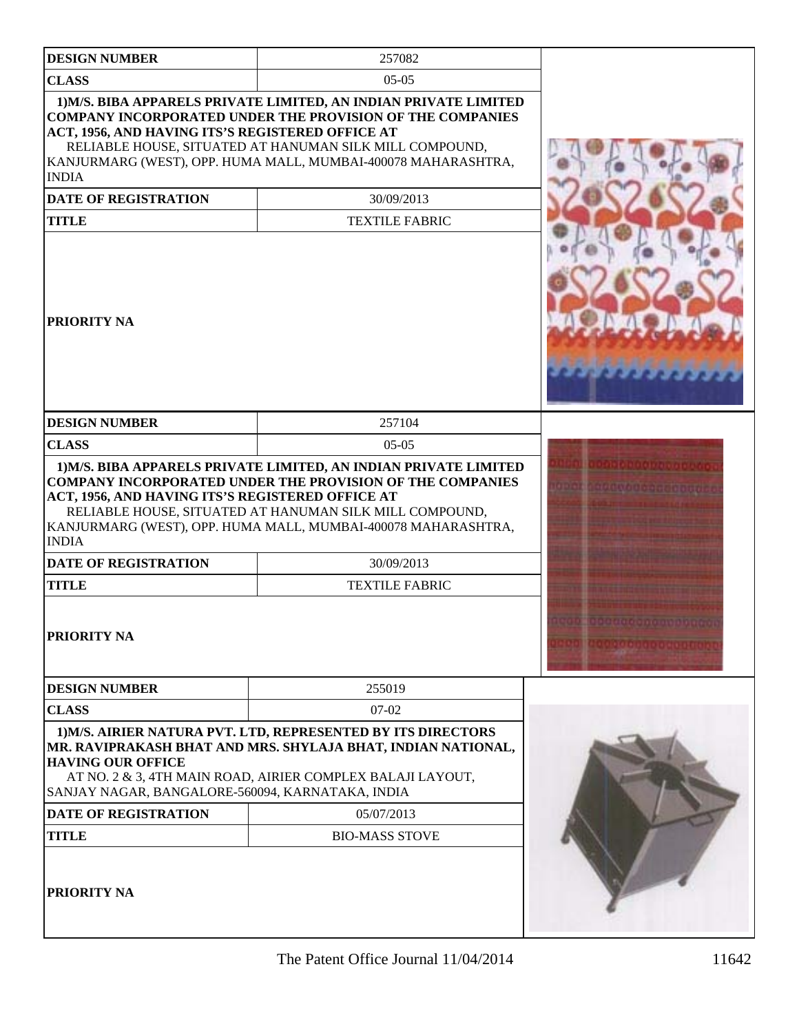| DESIGN NUMBER | 257082 |
|---|---|
| CLASS | 05-05 |
| 1)M/S. BIBA APPARELS PRIVATE LIMITED, AN INDIAN PRIVATE LIMITED COMPANY INCORPORATED UNDER THE PROVISION OF THE COMPANIES ACT, 1956, AND HAVING ITS'S REGISTERED OFFICE AT RELIABLE HOUSE, SITUATED AT HANUMAN SILK MILL COMPOUND, KANJURMARG (WEST), OPP. HUMA MALL, MUMBAI-400078 MAHARASHTRA, INDIA | |
| DATE OF REGISTRATION | 30/09/2013 |
| TITLE | TEXTILE FABRIC |
| PRIORITY NA | |

| DESIGN NUMBER | 257104 |
|---|---|
| CLASS | 05-05 |
| 1)M/S. BIBA APPARELS PRIVATE LIMITED, AN INDIAN PRIVATE LIMITED COMPANY INCORPORATED UNDER THE PROVISION OF THE COMPANIES ACT, 1956, AND HAVING ITS'S REGISTERED OFFICE AT RELIABLE HOUSE, SITUATED AT HANUMAN SILK MILL COMPOUND, KANJURMARG (WEST), OPP. HUMA MALL, MUMBAI-400078 MAHARASHTRA, INDIA | |
| DATE OF REGISTRATION | 30/09/2013 |
| TITLE | TEXTILE FABRIC |
| PRIORITY NA | |

| DESIGN NUMBER | 255019 |
|---|---|
| CLASS | 07-02 |
| 1)M/S. AIRIER NATURA PVT. LTD, REPRESENTED BY ITS DIRECTORS MR. RAVIPRAKASH BHAT AND MRS. SHYLAJA BHAT, INDIAN NATIONAL, HAVING OUR OFFICE AT NO. 2 & 3, 4TH MAIN ROAD, AIRIER COMPLEX BALAJI LAYOUT, SANJAY NAGAR, BANGALORE-560094, KARNATAKA, INDIA | |
| DATE OF REGISTRATION | 05/07/2013 |
| TITLE | BIO-MASS STOVE |
| PRIORITY NA | |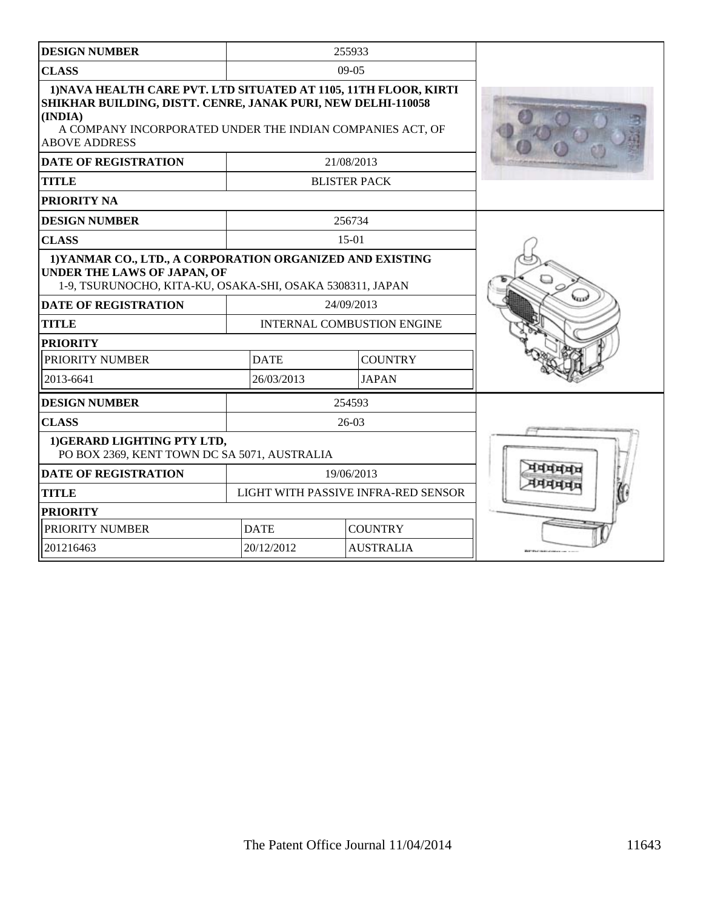| DESIGN NUMBER | 255933 | |
|---|---|---|
| CLASS | 09-05 | |
| **1)NAVA HEALTH CARE PVT. LTD SITUATED AT 1105, 11TH FLOOR, KIRTI SHIKHAR BUILDING, DISTT. CENRE, JANAK PURI, NEW DELHI-110058 (INDIA)** A COMPANY INCORPORATED UNDER THE INDIAN COMPANIES ACT, OF ABOVE ADDRESS | | |
| DATE OF REGISTRATION | 21/08/2013 | |
| TITLE | BLISTER PACK | |
| PRIORITY NA | | |

| DESIGN NUMBER | 256734 | |
|---|---|---|
| CLASS | 15-01 | |
| **1)YANMAR CO., LTD., A CORPORATION ORGANIZED AND EXISTING UNDER THE LAWS OF JAPAN, OF** 1-9, TSURUNOCHO, KITA-KU, OSAKA-SHI, OSAKA 5308311, JAPAN | | |
| DATE OF REGISTRATION | 24/09/2013 | |
| TITLE | INTERNAL COMBUSTION ENGINE | |
| PRIORITY | | |
| PRIORITY NUMBER | DATE | COUNTRY |
| 2013-6641 | 26/03/2013 | JAPAN |

| DESIGN NUMBER | 254593 | |
|---|---|---|
| CLASS | 26-03 | |
| **1)GERARD LIGHTING PTY LTD,** PO BOX 2369, KENT TOWN DC SA 5071, AUSTRALIA | | |
| DATE OF REGISTRATION | 19/06/2013 | |
| TITLE | LIGHT WITH PASSIVE INFRA-RED SENSOR | |
| PRIORITY | | |
| PRIORITY NUMBER | DATE | COUNTRY |
| 201216463 | 20/12/2012 | AUSTRALIA |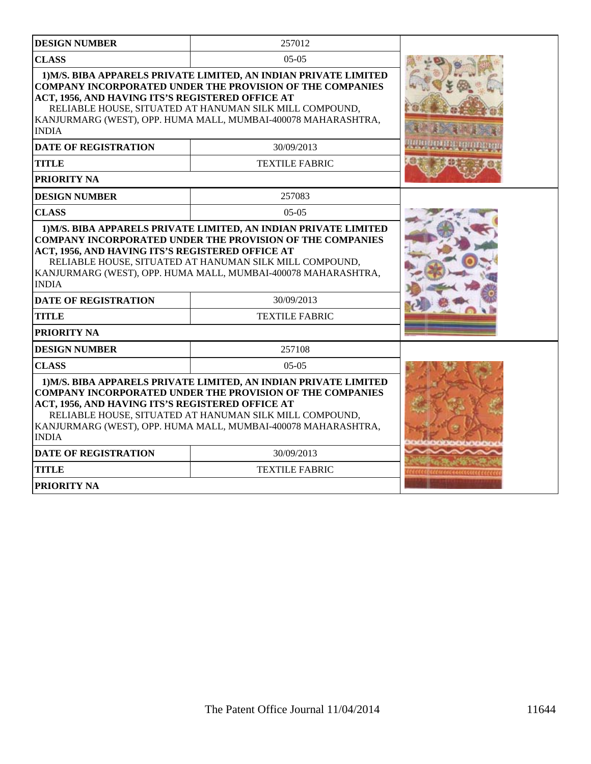| DESIGN NUMBER | 257012 |
|---|---|
| CLASS | 05-05 |
| 1)M/S. BIBA APPARELS PRIVATE LIMITED, AN INDIAN PRIVATE LIMITED COMPANY INCORPORATED UNDER THE PROVISION OF THE COMPANIES ACT, 1956, AND HAVING ITS'S REGISTERED OFFICE AT RELIABLE HOUSE, SITUATED AT HANUMAN SILK MILL COMPOUND, KANJURMARG (WEST), OPP. HUMA MALL, MUMBAI-400078 MAHARASHTRA, INDIA | |
| DATE OF REGISTRATION | 30/09/2013 |
| TITLE | TEXTILE FABRIC |
| PRIORITY NA | |

| DESIGN NUMBER | 257083 |
|---|---|
| CLASS | 05-05 |
| 1)M/S. BIBA APPARELS PRIVATE LIMITED, AN INDIAN PRIVATE LIMITED COMPANY INCORPORATED UNDER THE PROVISION OF THE COMPANIES ACT, 1956, AND HAVING ITS'S REGISTERED OFFICE AT RELIABLE HOUSE, SITUATED AT HANUMAN SILK MILL COMPOUND, KANJURMARG (WEST), OPP. HUMA MALL, MUMBAI-400078 MAHARASHTRA, INDIA | |
| DATE OF REGISTRATION | 30/09/2013 |
| TITLE | TEXTILE FABRIC |
| PRIORITY NA | |

| DESIGN NUMBER | 257108 |
|---|---|
| CLASS | 05-05 |
| 1)M/S. BIBA APPARELS PRIVATE LIMITED, AN INDIAN PRIVATE LIMITED COMPANY INCORPORATED UNDER THE PROVISION OF THE COMPANIES ACT, 1956, AND HAVING ITS'S REGISTERED OFFICE AT RELIABLE HOUSE, SITUATED AT HANUMAN SILK MILL COMPOUND, KANJURMARG (WEST), OPP. HUMA MALL, MUMBAI-400078 MAHARASHTRA, INDIA | |
| DATE OF REGISTRATION | 30/09/2013 |
| TITLE | TEXTILE FABRIC |
| PRIORITY NA | |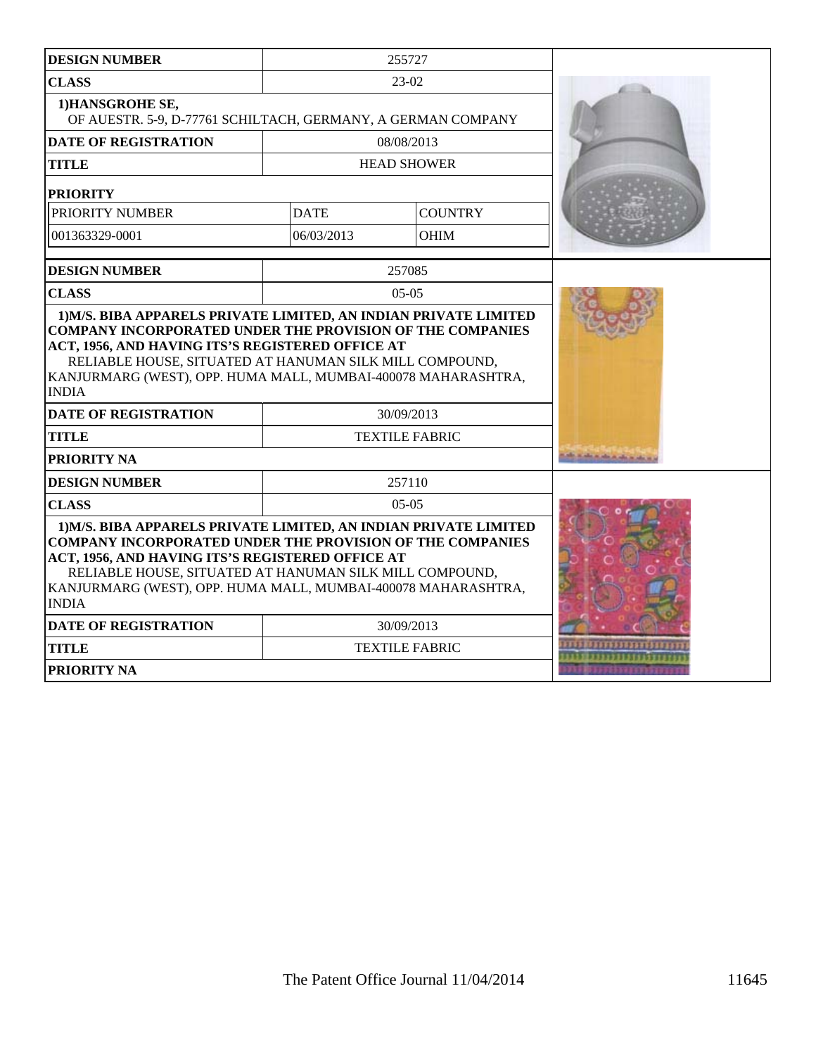| DESIGN NUMBER | 255727 | |
|---|---|---|
| CLASS | 23-02 | |
| **1)HANSGROHE SE,** OF AUESTR. 5-9, D-77761 SCHILTACH, GERMANY, A GERMAN COMPANY | | |
| DATE OF REGISTRATION | 08/08/2013 | |
| TITLE | HEAD SHOWER | |
| **PRIORITY** | | |
| PRIORITY NUMBER | DATE | COUNTRY |
| 001363329-0001 | 06/03/2013 | OHIM |

| DESIGN NUMBER | 257085 |
|---|---|
| CLASS | 05-05 |
| **1)M/S. BIBA APPARELS PRIVATE LIMITED, AN INDIAN PRIVATE LIMITED COMPANY INCORPORATED UNDER THE PROVISION OF THE COMPANIES ACT, 1956, AND HAVING ITS'S REGISTERED OFFICE AT** RELIABLE HOUSE, SITUATED AT HANUMAN SILK MILL COMPOUND, KANJURMARG (WEST), OPP. HUMA MALL, MUMBAI-400078 MAHARASHTRA, INDIA | |
| DATE OF REGISTRATION | 30/09/2013 |
| TITLE | TEXTILE FABRIC |
| PRIORITY NA | |

| DESIGN NUMBER | 257110 |
|---|---|
| CLASS | 05-05 |
| **1)M/S. BIBA APPARELS PRIVATE LIMITED, AN INDIAN PRIVATE LIMITED COMPANY INCORPORATED UNDER THE PROVISION OF THE COMPANIES ACT, 1956, AND HAVING ITS'S REGISTERED OFFICE AT** RELIABLE HOUSE, SITUATED AT HANUMAN SILK MILL COMPOUND, KANJURMARG (WEST), OPP. HUMA MALL, MUMBAI-400078 MAHARASHTRA, INDIA | |
| DATE OF REGISTRATION | 30/09/2013 |
| TITLE | TEXTILE FABRIC |
| PRIORITY NA | |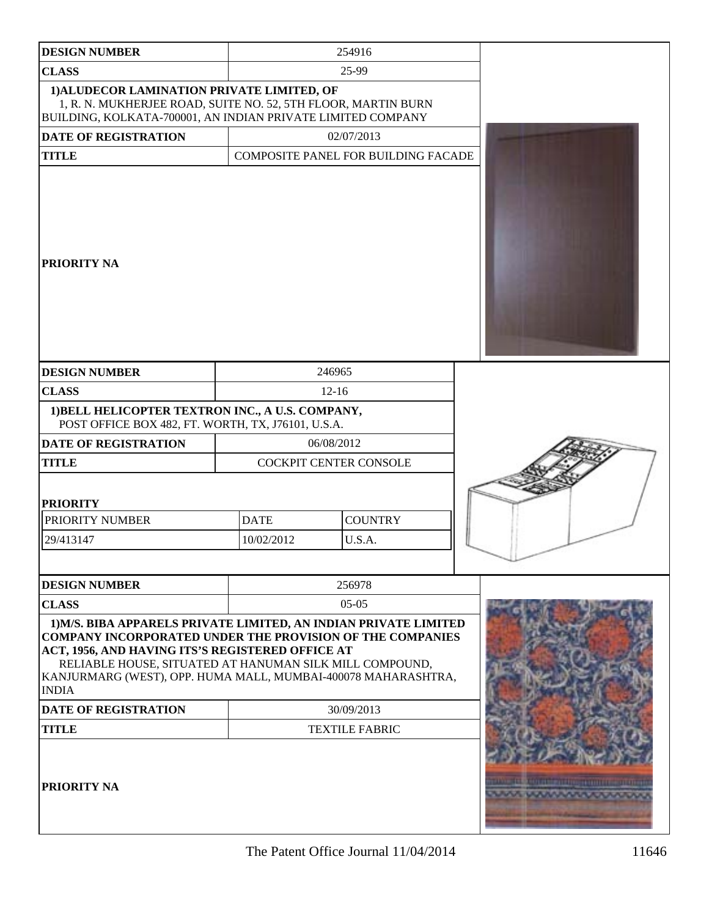| DESIGN NUMBER | 254916 |
|---|---|
| CLASS | 25-99 |
| 1)ALUDECOR LAMINATION PRIVATE LIMITED, OF 1, R. N. MUKHERJEE ROAD, SUITE NO. 52, 5TH FLOOR, MARTIN BURN BUILDING, KOLKATA-700001, AN INDIAN PRIVATE LIMITED COMPANY | |
| DATE OF REGISTRATION | 02/07/2013 |
| TITLE | COMPOSITE PANEL FOR BUILDING FACADE |
| PRIORITY NA | |

| DESIGN NUMBER | 246965 | |
|---|---|---|
| CLASS | 12-16 | |
| 1)BELL HELICOPTER TEXTRON INC., A U.S. COMPANY, POST OFFICE BOX 482, FT. WORTH, TX, J76101, U.S.A. | | |
| DATE OF REGISTRATION | 06/08/2012 | |
| TITLE | COCKPIT CENTER CONSOLE | |
| PRIORITY | | |
| PRIORITY NUMBER | DATE | COUNTRY |
| 29/413147 | 10/02/2012 | U.S.A. |

| DESIGN NUMBER | 256978 |
|---|---|
| CLASS | 05-05 |
| 1)M/S. BIBA APPARELS PRIVATE LIMITED, AN INDIAN PRIVATE LIMITED COMPANY INCORPORATED UNDER THE PROVISION OF THE COMPANIES ACT, 1956, AND HAVING ITS'S REGISTERED OFFICE AT RELIABLE HOUSE, SITUATED AT HANUMAN SILK MILL COMPOUND, KANJURMARG (WEST), OPP. HUMA MALL, MUMBAI-400078 MAHARASHTRA, INDIA | |
| DATE OF REGISTRATION | 30/09/2013 |
| TITLE | TEXTILE FABRIC |
| PRIORITY NA | |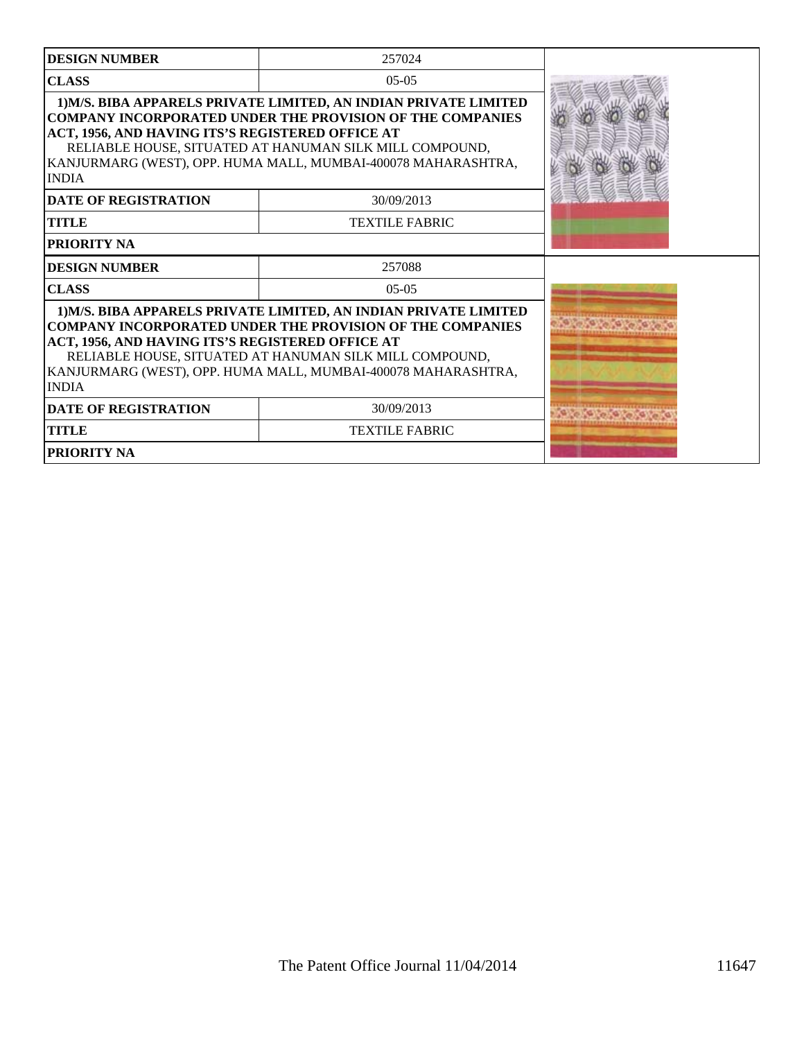| | |
|---|---|
| **DESIGN NUMBER** | 257024 |
| **CLASS** | 05-05 |
| **1)M/S. BIBA APPARELS PRIVATE LIMITED, AN INDIAN PRIVATE LIMITED COMPANY INCORPORATED UNDER THE PROVISION OF THE COMPANIES ACT, 1956, AND HAVING ITS'S REGISTERED OFFICE AT** RELIABLE HOUSE, SITUATED AT HANUMAN SILK MILL COMPOUND, KANJURMARG (WEST), OPP. HUMA MALL, MUMBAI-400078 MAHARASHTRA, INDIA | |
| **DATE OF REGISTRATION** | 30/09/2013 |
| **TITLE** | TEXTILE FABRIC |
| **PRIORITY NA** | |

| | |
|---|---|
| **DESIGN NUMBER** | 257088 |
| **CLASS** | 05-05 |
| **1)M/S. BIBA APPARELS PRIVATE LIMITED, AN INDIAN PRIVATE LIMITED COMPANY INCORPORATED UNDER THE PROVISION OF THE COMPANIES ACT, 1956, AND HAVING ITS'S REGISTERED OFFICE AT** RELIABLE HOUSE, SITUATED AT HANUMAN SILK MILL COMPOUND, KANJURMARG (WEST), OPP. HUMA MALL, MUMBAI-400078 MAHARASHTRA, INDIA | |
| **DATE OF REGISTRATION** | 30/09/2013 |
| **TITLE** | TEXTILE FABRIC |
| **PRIORITY NA** | |